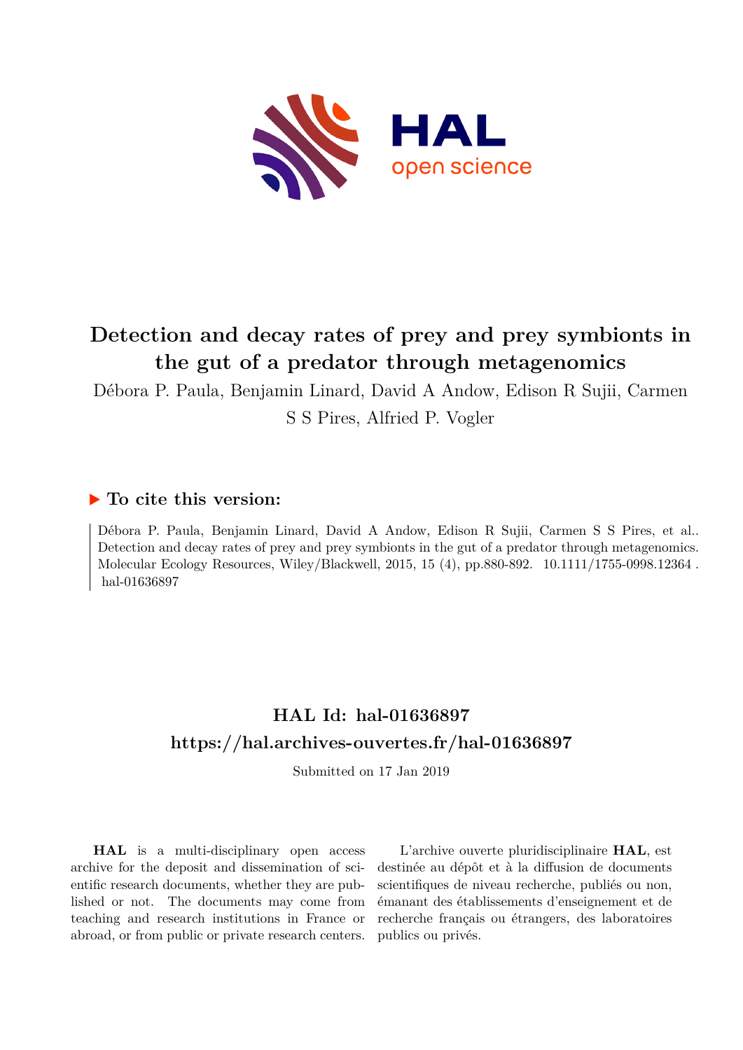# Detection and decay rates of prey and prey symbionts in the gut of a predator through metagenomics

Débora P. Paula, Benjamin Linard, David A Andow, Edison R Sujii, Carmen S S Pires, Alfried P. Vogler

## ▶ To cite this version:

Débora P. Paula, Benjamin Linard, David A Andow, Edison R Sujii, Carmen S S Pires, et al.. Detection and decay rates of prey and prey symbionts in the gut of a predator through metagenomics. Molecular Ecology Resources, Wiley/Blackwell, 2015, 15 (4), pp.880-892. 10.1111/1755-0998.12364 . hal-01636897

## HAL Id: hal-01636897
## https://hal.archives-ouvertes.fr/hal-01636897

Submitted on 17 Jan 2019

**HAL** is a multi-disciplinary open access archive for the deposit and dissemination of scientific research documents, whether they are published or not. The documents may come from teaching and research institutions in France or abroad, or from public or private research centers.

L'archive ouverte pluridisciplinaire **HAL**, est destinée au dépôt et à la diffusion de documents scientifiques de niveau recherche, publiés ou non, émanant des établissements d'enseignement et de recherche français ou étrangers, des laboratoires publics ou privés.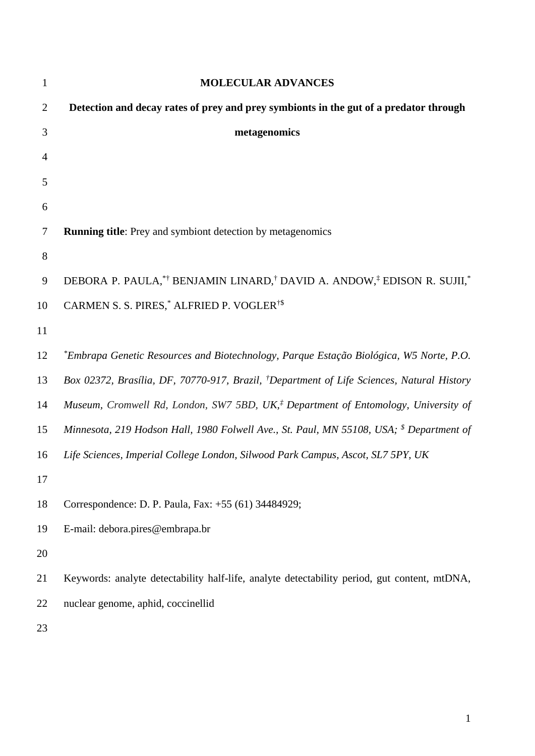**MOLECULAR ADVANCES**

# Detection and decay rates of prey and prey symbionts in the gut of a predator through metagenomics

**Running title**: Prey and symbiont detection by metagenomics

DEBORA P. PAULA,[*†] BENJAMIN LINARD,[†] DAVID A. ANDOW,[‡] EDISON R. SUJII,[*] CARMEN S. S. PIRES,[*] ALFRIED P. VOGLER[†$]

[*]*Embrapa Genetic Resources and Biotechnology, Parque Estação Biológica, W5 Norte, P.O. Box 02372, Brasília, DF, 70770-917, Brazil,* [†]*Department of Life Sciences, Natural History Museum, Cromwell Rd, London, SW7 5BD, UK,*[‡] *Department of Entomology, University of Minnesota, 219 Hodson Hall, 1980 Folwell Ave., St. Paul, MN 55108, USA;* [$] *Department of Life Sciences, Imperial College London, Silwood Park Campus, Ascot, SL7 5PY, UK*

Correspondence: D. P. Paula, Fax: +55 (61) 34484929;

E-mail: debora.pires@embrapa.br

Keywords: analyte detectability half-life, analyte detectability period, gut content, mtDNA, nuclear genome, aphid, coccinellid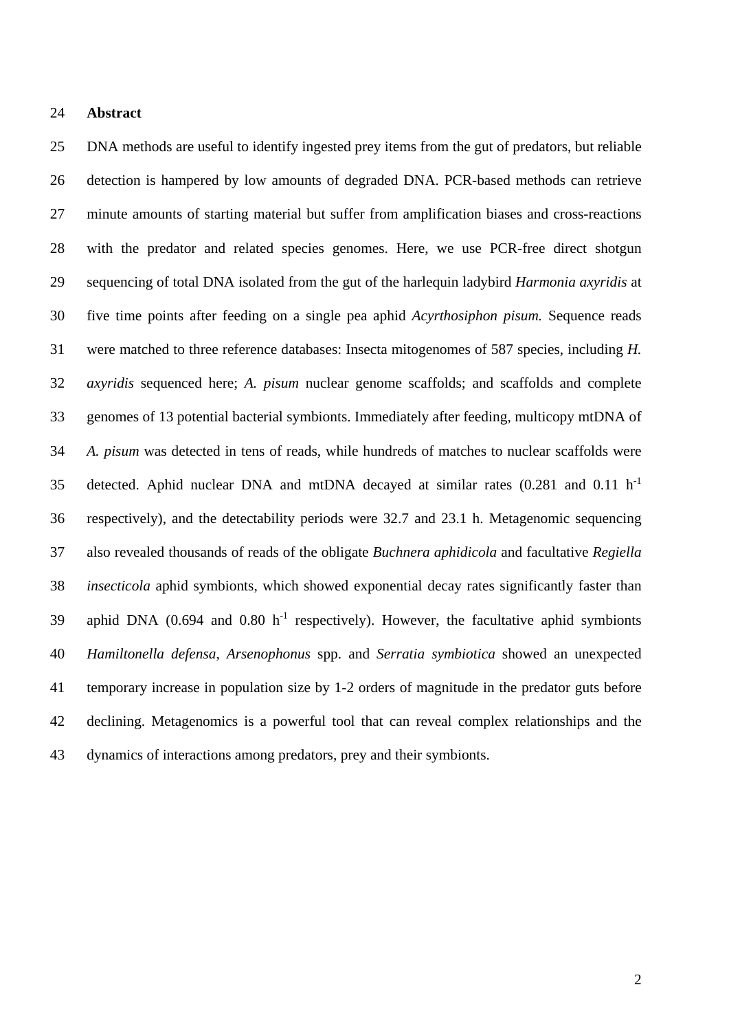## Abstract

DNA methods are useful to identify ingested prey items from the gut of predators, but reliable detection is hampered by low amounts of degraded DNA. PCR-based methods can retrieve minute amounts of starting material but suffer from amplification biases and cross-reactions with the predator and related species genomes. Here, we use PCR-free direct shotgun sequencing of total DNA isolated from the gut of the harlequin ladybird *Harmonia axyridis* at five time points after feeding on a single pea aphid *Acyrthosiphon pisum.* Sequence reads were matched to three reference databases: Insecta mitogenomes of 587 species, including *H. axyridis* sequenced here; *A. pisum* nuclear genome scaffolds; and scaffolds and complete genomes of 13 potential bacterial symbionts. Immediately after feeding, multicopy mtDNA of *A. pisum* was detected in tens of reads, while hundreds of matches to nuclear scaffolds were detected. Aphid nuclear DNA and mtDNA decayed at similar rates (0.281 and 0.11 $h^{-1}$ respectively), and the detectability periods were 32.7 and 23.1 h. Metagenomic sequencing also revealed thousands of reads of the obligate *Buchnera aphidicola* and facultative *Regiella insecticola* aphid symbionts, which showed exponential decay rates significantly faster than aphid DNA (0.694 and 0.80 $h^{-1}$ respectively). However, the facultative aphid symbionts *Hamiltonella defensa*, *Arsenophonus* spp. and *Serratia symbiotica* showed an unexpected temporary increase in population size by 1-2 orders of magnitude in the predator guts before declining. Metagenomics is a powerful tool that can reveal complex relationships and the dynamics of interactions among predators, prey and their symbionts.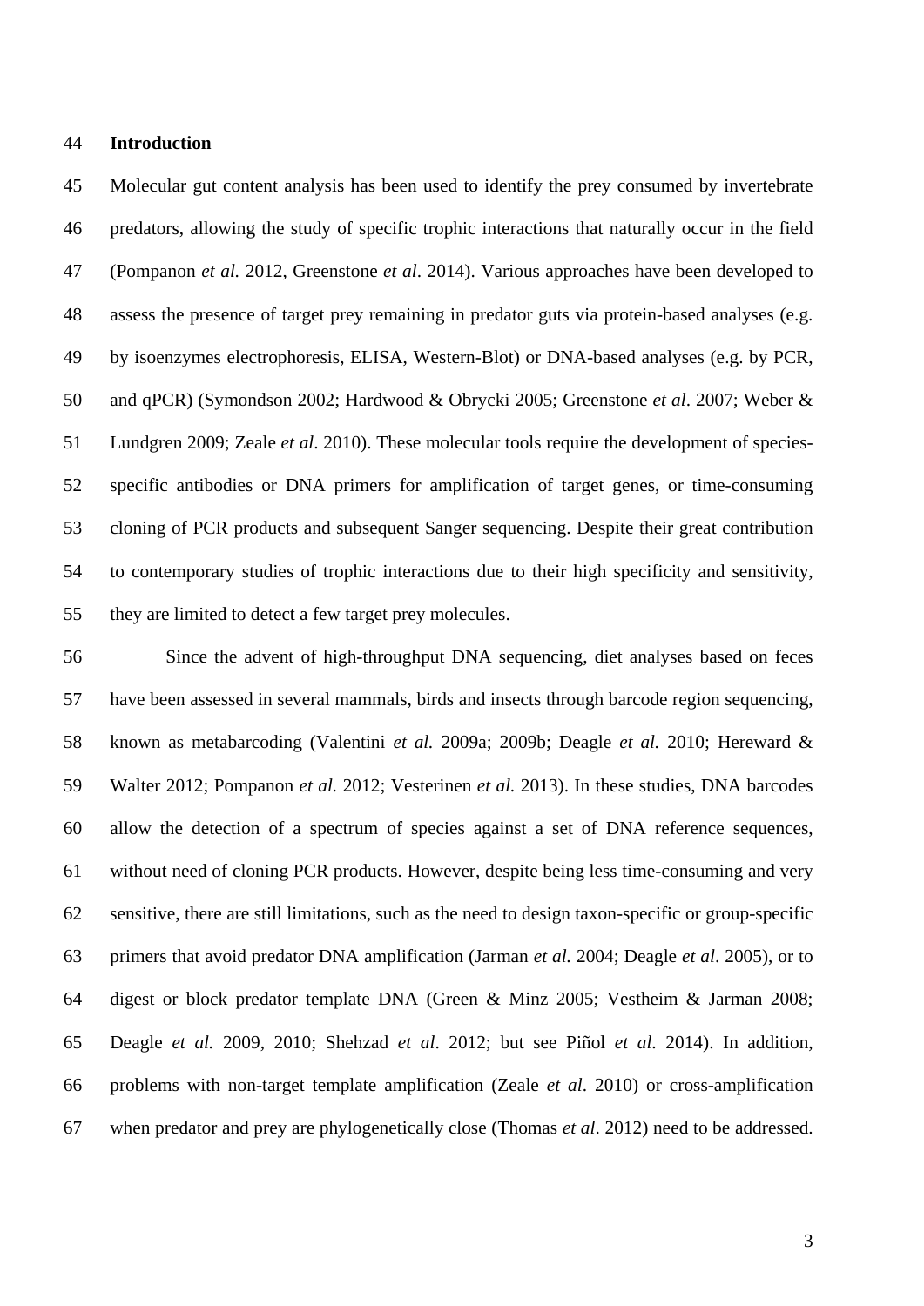## Introduction

Molecular gut content analysis has been used to identify the prey consumed by invertebrate predators, allowing the study of specific trophic interactions that naturally occur in the field (Pompanon *et al.* 2012, Greenstone *et al*. 2014). Various approaches have been developed to assess the presence of target prey remaining in predator guts via protein-based analyses (e.g. by isoenzymes electrophoresis, ELISA, Western-Blot) or DNA-based analyses (e.g. by PCR, and qPCR) (Symondson 2002; Hardwood & Obrycki 2005; Greenstone *et al*. 2007; Weber & Lundgren 2009; Zeale *et al*. 2010). These molecular tools require the development of species-specific antibodies or DNA primers for amplification of target genes, or time-consuming cloning of PCR products and subsequent Sanger sequencing. Despite their great contribution to contemporary studies of trophic interactions due to their high specificity and sensitivity, they are limited to detect a few target prey molecules.

Since the advent of high-throughput DNA sequencing, diet analyses based on feces have been assessed in several mammals, birds and insects through barcode region sequencing, known as metabarcoding (Valentini *et al.* 2009a; 2009b; Deagle *et al.* 2010; Hereward & Walter 2012; Pompanon *et al.* 2012; Vesterinen *et al.* 2013). In these studies, DNA barcodes allow the detection of a spectrum of species against a set of DNA reference sequences, without need of cloning PCR products. However, despite being less time-consuming and very sensitive, there are still limitations, such as the need to design taxon-specific or group-specific primers that avoid predator DNA amplification (Jarman *et al.* 2004; Deagle *et al*. 2005), or to digest or block predator template DNA (Green & Minz 2005; Vestheim & Jarman 2008; Deagle *et al.* 2009, 2010; Shehzad *et al*. 2012; but see Piñol *et al*. 2014). In addition, problems with non-target template amplification (Zeale *et al*. 2010) or cross-amplification when predator and prey are phylogenetically close (Thomas *et al*. 2012) need to be addressed.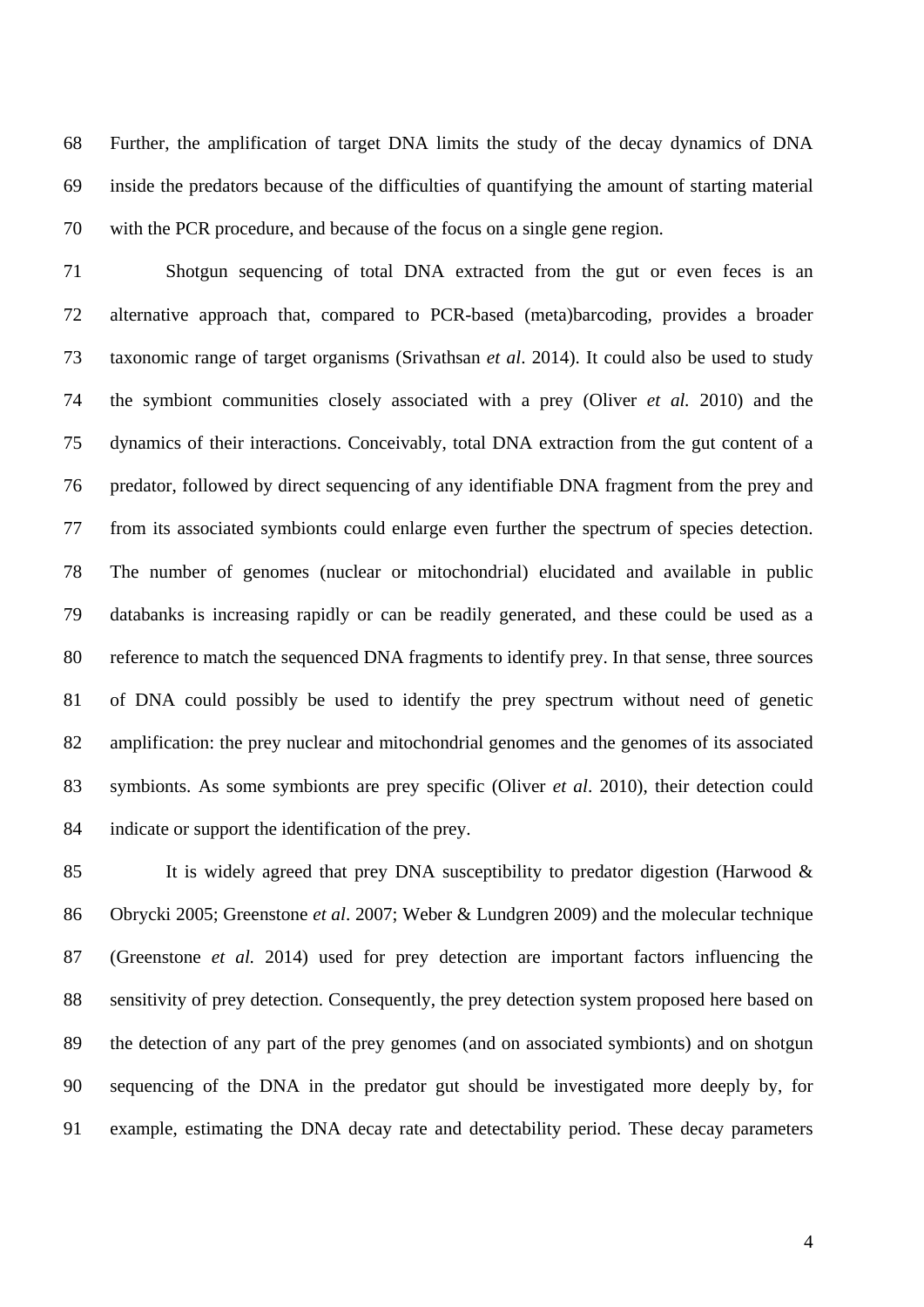Further, the amplification of target DNA limits the study of the decay dynamics of DNA inside the predators because of the difficulties of quantifying the amount of starting material with the PCR procedure, and because of the focus on a single gene region.

Shotgun sequencing of total DNA extracted from the gut or even feces is an alternative approach that, compared to PCR-based (meta)barcoding, provides a broader taxonomic range of target organisms (Srivathsan *et al*. 2014). It could also be used to study the symbiont communities closely associated with a prey (Oliver *et al.* 2010) and the dynamics of their interactions. Conceivably, total DNA extraction from the gut content of a predator, followed by direct sequencing of any identifiable DNA fragment from the prey and from its associated symbionts could enlarge even further the spectrum of species detection. The number of genomes (nuclear or mitochondrial) elucidated and available in public databanks is increasing rapidly or can be readily generated, and these could be used as a reference to match the sequenced DNA fragments to identify prey. In that sense, three sources of DNA could possibly be used to identify the prey spectrum without need of genetic amplification: the prey nuclear and mitochondrial genomes and the genomes of its associated symbionts. As some symbionts are prey specific (Oliver *et al*. 2010), their detection could indicate or support the identification of the prey.

It is widely agreed that prey DNA susceptibility to predator digestion (Harwood & Obrycki 2005; Greenstone *et al*. 2007; Weber & Lundgren 2009) and the molecular technique (Greenstone *et al.* 2014) used for prey detection are important factors influencing the sensitivity of prey detection. Consequently, the prey detection system proposed here based on the detection of any part of the prey genomes (and on associated symbionts) and on shotgun sequencing of the DNA in the predator gut should be investigated more deeply by, for example, estimating the DNA decay rate and detectability period. These decay parameters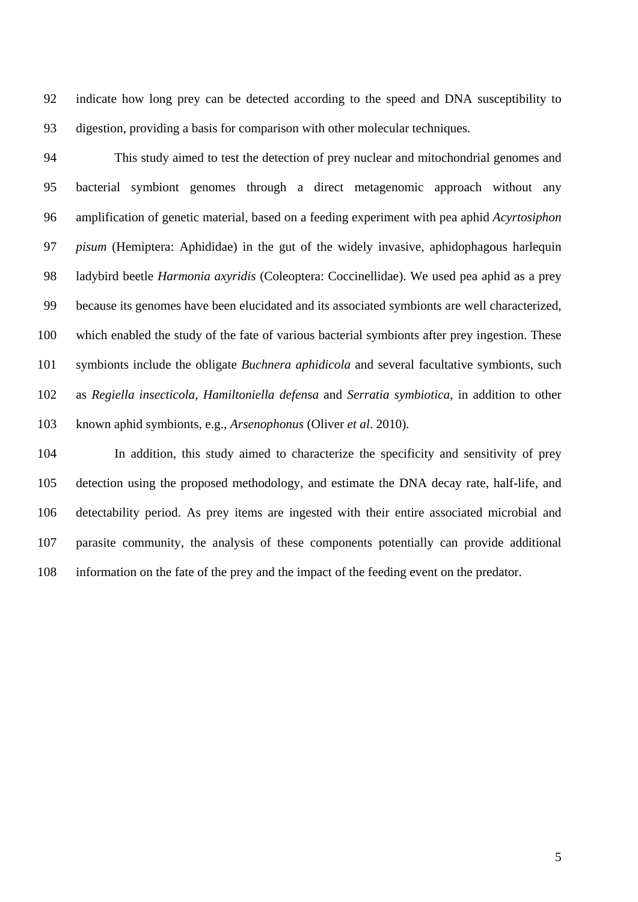indicate how long prey can be detected according to the speed and DNA susceptibility to digestion, providing a basis for comparison with other molecular techniques.

This study aimed to test the detection of prey nuclear and mitochondrial genomes and bacterial symbiont genomes through a direct metagenomic approach without any amplification of genetic material, based on a feeding experiment with pea aphid *Acyrtosiphon pisum* (Hemiptera: Aphididae) in the gut of the widely invasive, aphidophagous harlequin ladybird beetle *Harmonia axyridis* (Coleoptera: Coccinellidae). We used pea aphid as a prey because its genomes have been elucidated and its associated symbionts are well characterized, which enabled the study of the fate of various bacterial symbionts after prey ingestion. These symbionts include the obligate *Buchnera aphidicola* and several facultative symbionts, such as *Regiella insecticola*, *Hamiltoniella defensa* and *Serratia symbiotica*, in addition to other known aphid symbionts, e.g., *Arsenophonus* (Oliver *et al*. 2010).

In addition, this study aimed to characterize the specificity and sensitivity of prey detection using the proposed methodology, and estimate the DNA decay rate, half-life, and detectability period. As prey items are ingested with their entire associated microbial and parasite community, the analysis of these components potentially can provide additional information on the fate of the prey and the impact of the feeding event on the predator.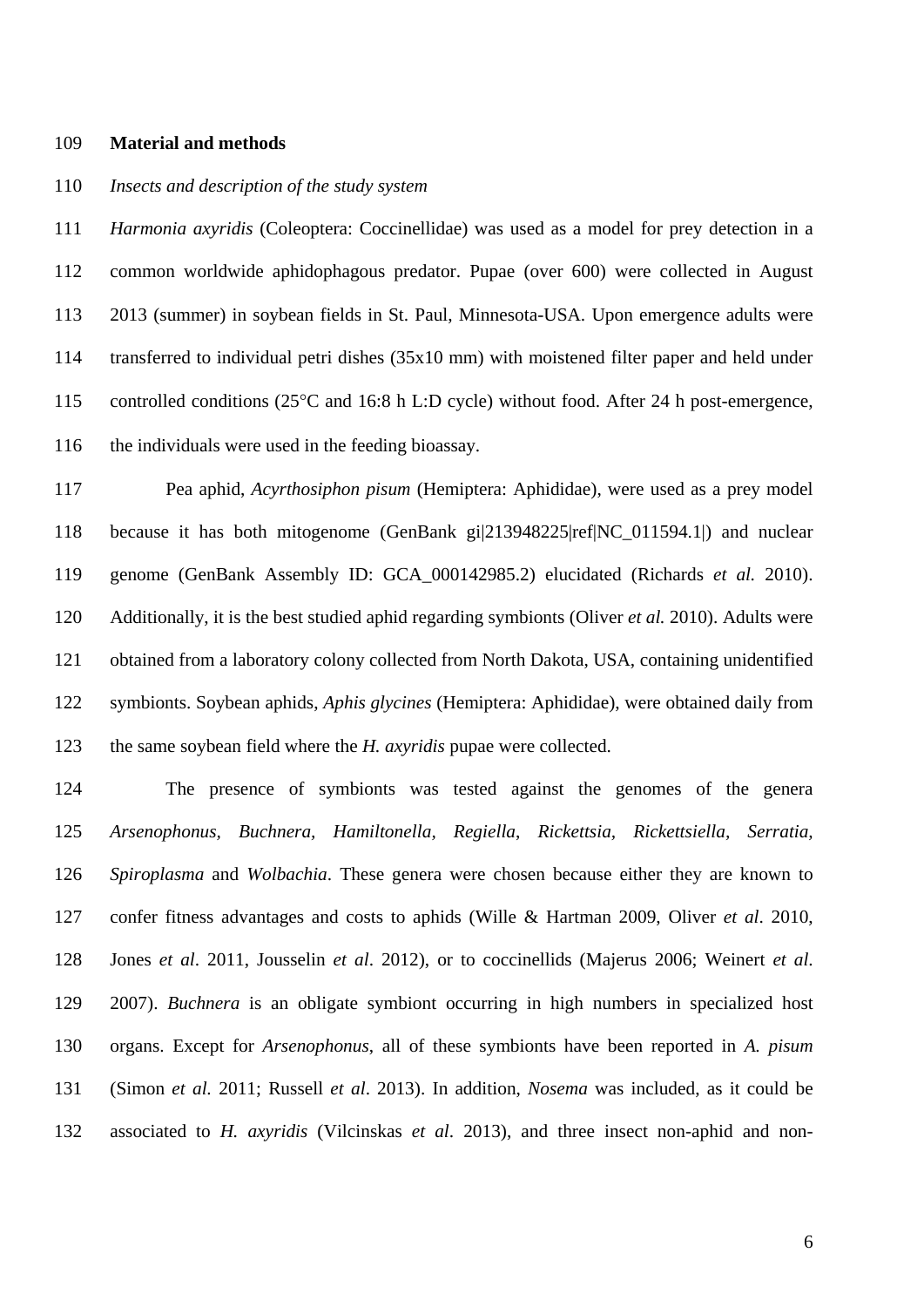**Material and methods**

*Insects and description of the study system*

*Harmonia axyridis* (Coleoptera: Coccinellidae) was used as a model for prey detection in a common worldwide aphidophagous predator. Pupae (over 600) were collected in August 2013 (summer) in soybean fields in St. Paul, Minnesota-USA. Upon emergence adults were transferred to individual petri dishes (35x10 mm) with moistened filter paper and held under controlled conditions (25°C and 16:8 h L:D cycle) without food. After 24 h post-emergence, the individuals were used in the feeding bioassay.

Pea aphid, *Acyrthosiphon pisum* (Hemiptera: Aphididae), were used as a prey model because it has both mitogenome (GenBank gi|213948225|ref|NC_011594.1|) and nuclear genome (GenBank Assembly ID: GCA_000142985.2) elucidated (Richards *et al.* 2010). Additionally, it is the best studied aphid regarding symbionts (Oliver *et al.* 2010). Adults were obtained from a laboratory colony collected from North Dakota, USA, containing unidentified symbionts. Soybean aphids, *Aphis glycines* (Hemiptera: Aphididae), were obtained daily from the same soybean field where the *H. axyridis* pupae were collected.

The presence of symbionts was tested against the genomes of the genera *Arsenophonus, Buchnera, Hamiltonella, Regiella*, *Rickettsia*, *Rickettsiella*, *Serratia*, *Spiroplasma* and *Wolbachia*. These genera were chosen because either they are known to confer fitness advantages and costs to aphids (Wille & Hartman 2009, Oliver *et al*. 2010, Jones *et al*. 2011, Jousselin *et al*. 2012), or to coccinellids (Majerus 2006; Weinert *et al*. 2007). *Buchnera* is an obligate symbiont occurring in high numbers in specialized host organs. Except for *Arsenophonus*, all of these symbionts have been reported in *A. pisum* (Simon *et al.* 2011; Russell *et al*. 2013). In addition, *Nosema* was included, as it could be associated to *H. axyridis* (Vilcinskas *et al*. 2013), and three insect non-aphid and non-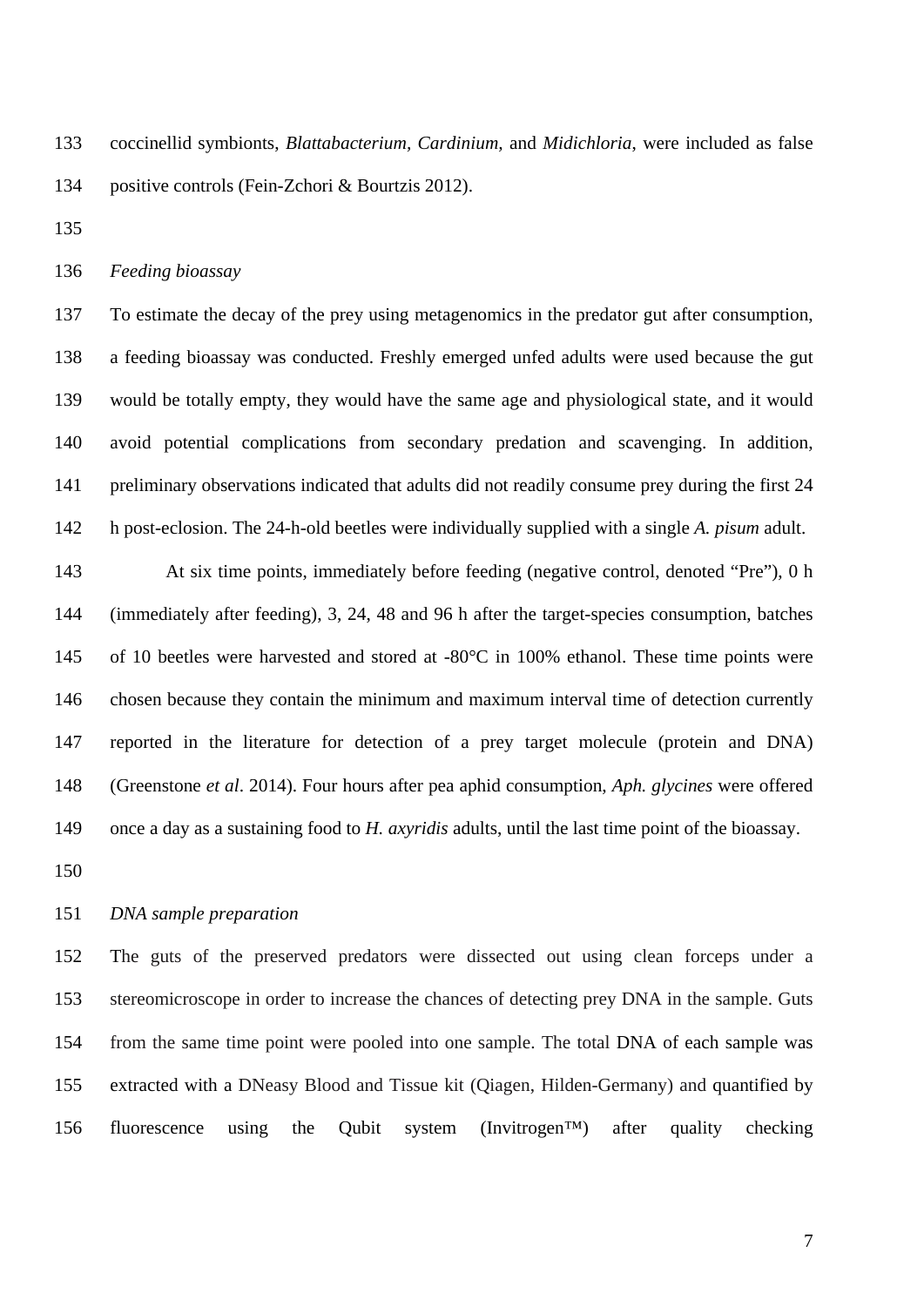coccinellid symbionts, *Blattabacterium*, *Cardinium*, and *Midichloria*, were included as false positive controls (Fein-Zchori & Bourtzis 2012).

*Feeding bioassay*

To estimate the decay of the prey using metagenomics in the predator gut after consumption, a feeding bioassay was conducted. Freshly emerged unfed adults were used because the gut would be totally empty, they would have the same age and physiological state, and it would avoid potential complications from secondary predation and scavenging. In addition, preliminary observations indicated that adults did not readily consume prey during the first 24 h post-eclosion. The 24-h-old beetles were individually supplied with a single *A. pisum* adult.

At six time points, immediately before feeding (negative control, denoted "Pre"), 0 h (immediately after feeding), 3, 24, 48 and 96 h after the target-species consumption, batches of 10 beetles were harvested and stored at -80°C in 100% ethanol. These time points were chosen because they contain the minimum and maximum interval time of detection currently reported in the literature for detection of a prey target molecule (protein and DNA) (Greenstone *et al*. 2014). Four hours after pea aphid consumption, *Aph. glycines* were offered once a day as a sustaining food to *H. axyridis* adults, until the last time point of the bioassay.

*DNA sample preparation*

The guts of the preserved predators were dissected out using clean forceps under a stereomicroscope in order to increase the chances of detecting prey DNA in the sample. Guts from the same time point were pooled into one sample. The total DNA of each sample was extracted with a DNeasy Blood and Tissue kit (Qiagen, Hilden-Germany) and quantified by fluorescence using the Qubit system (Invitrogen™) after quality checking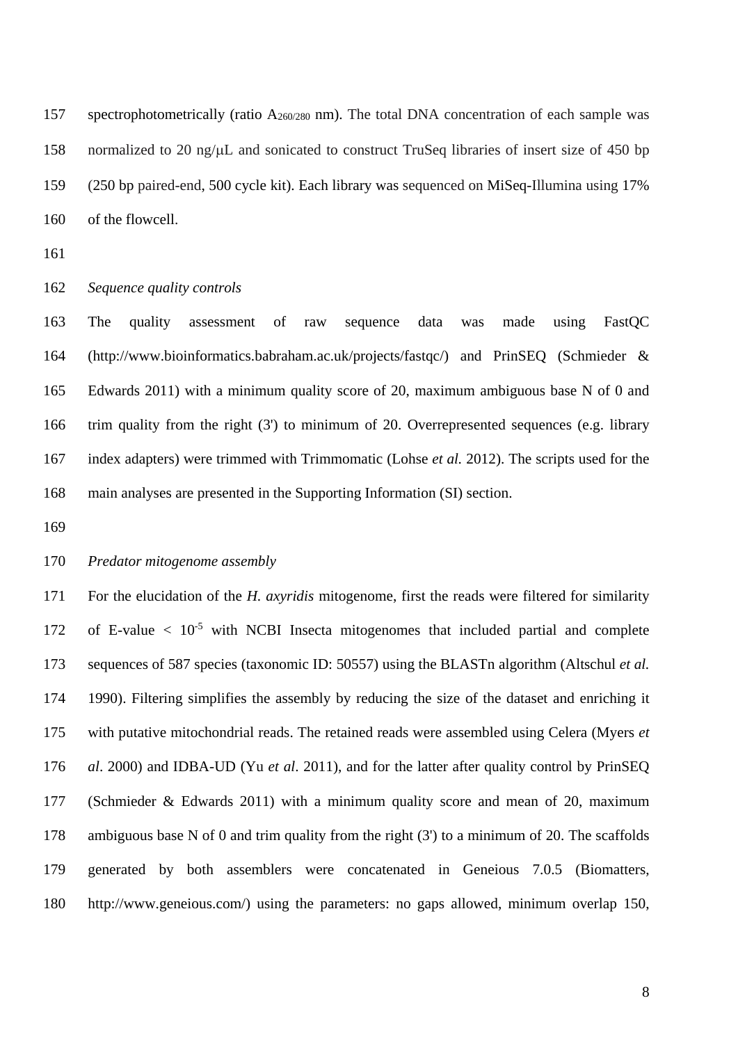spectrophotometrically (ratio $A_{260/280}$ nm). The total DNA concentration of each sample was normalized to 20 ng/μL and sonicated to construct TruSeq libraries of insert size of 450 bp (250 bp paired-end, 500 cycle kit). Each library was sequenced on MiSeq-Illumina using 17% of the flowcell.

*Sequence quality controls*

The quality assessment of raw sequence data was made using FastQC (http://www.bioinformatics.babraham.ac.uk/projects/fastqc/) and PrinSEQ (Schmieder & Edwards 2011) with a minimum quality score of 20, maximum ambiguous base N of 0 and trim quality from the right (3') to minimum of 20. Overrepresented sequences (e.g. library index adapters) were trimmed with Trimmomatic (Lohse *et al.* 2012). The scripts used for the main analyses are presented in the Supporting Information (SI) section.

*Predator mitogenome assembly*

For the elucidation of the *H. axyridis* mitogenome, first the reads were filtered for similarity of E-value < $10^{-5}$ with NCBI Insecta mitogenomes that included partial and complete sequences of 587 species (taxonomic ID: 50557) using the BLASTn algorithm (Altschul *et al.* 1990). Filtering simplifies the assembly by reducing the size of the dataset and enriching it with putative mitochondrial reads. The retained reads were assembled using Celera (Myers *et al*. 2000) and IDBA-UD (Yu *et al*. 2011), and for the latter after quality control by PrinSEQ (Schmieder & Edwards 2011) with a minimum quality score and mean of 20, maximum ambiguous base N of 0 and trim quality from the right (3') to a minimum of 20. The scaffolds generated by both assemblers were concatenated in Geneious 7.0.5 (Biomatters, http://www.geneious.com/) using the parameters: no gaps allowed, minimum overlap 150,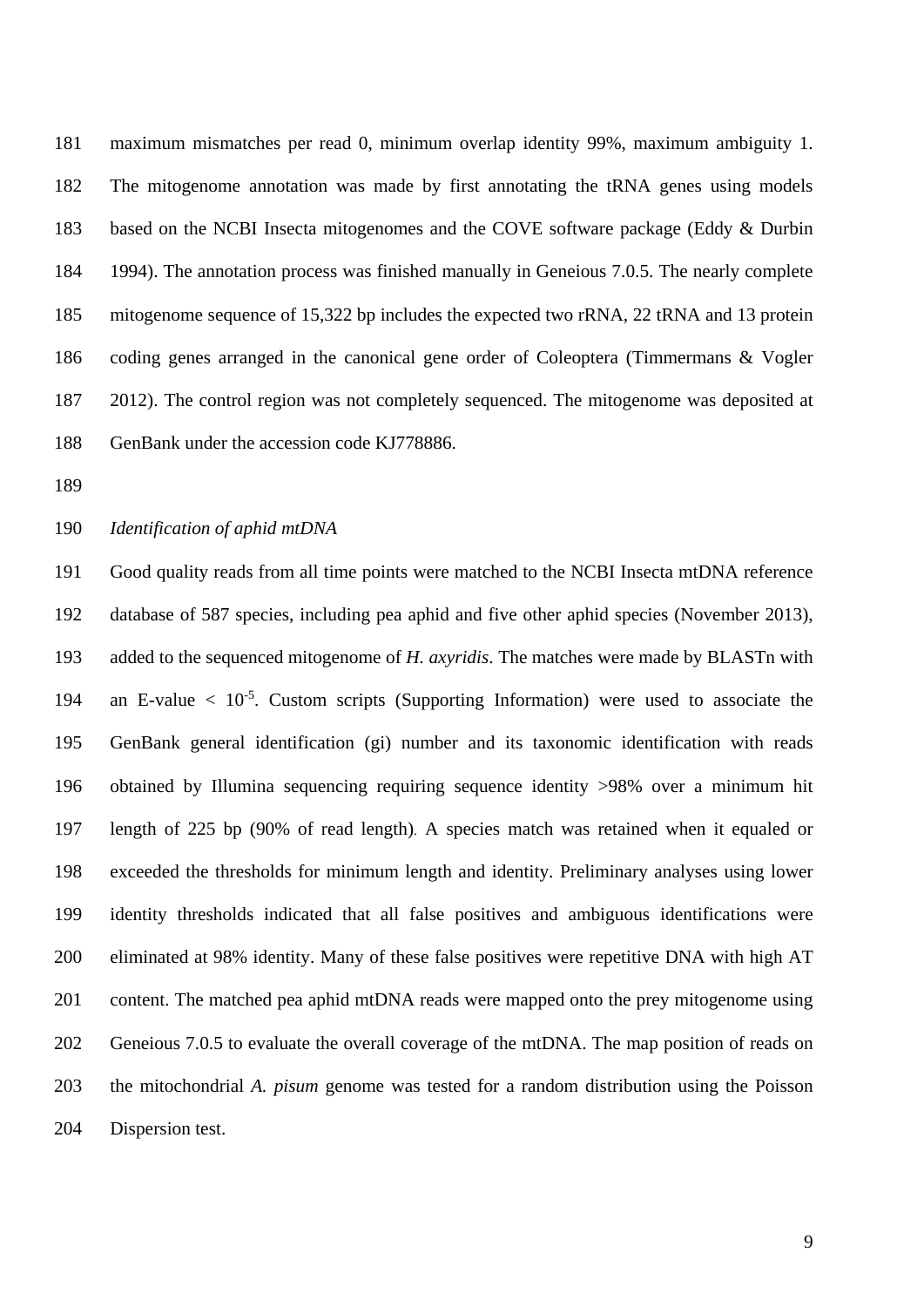maximum mismatches per read 0, minimum overlap identity 99%, maximum ambiguity 1. The mitogenome annotation was made by first annotating the tRNA genes using models based on the NCBI Insecta mitogenomes and the COVE software package (Eddy & Durbin 1994). The annotation process was finished manually in Geneious 7.0.5. The nearly complete mitogenome sequence of 15,322 bp includes the expected two rRNA, 22 tRNA and 13 protein coding genes arranged in the canonical gene order of Coleoptera (Timmermans & Vogler 2012). The control region was not completely sequenced. The mitogenome was deposited at GenBank under the accession code KJ778886.

*Identification of aphid mtDNA*

Good quality reads from all time points were matched to the NCBI Insecta mtDNA reference database of 587 species, including pea aphid and five other aphid species (November 2013), added to the sequenced mitogenome of *H. axyridis*. The matches were made by BLASTn with an E-value $< 10^{-5}$. Custom scripts (Supporting Information) were used to associate the GenBank general identification (gi) number and its taxonomic identification with reads obtained by Illumina sequencing requiring sequence identity >98% over a minimum hit length of 225 bp (90% of read length). A species match was retained when it equaled or exceeded the thresholds for minimum length and identity. Preliminary analyses using lower identity thresholds indicated that all false positives and ambiguous identifications were eliminated at 98% identity. Many of these false positives were repetitive DNA with high AT content. The matched pea aphid mtDNA reads were mapped onto the prey mitogenome using Geneious 7.0.5 to evaluate the overall coverage of the mtDNA. The map position of reads on the mitochondrial *A. pisum* genome was tested for a random distribution using the Poisson Dispersion test.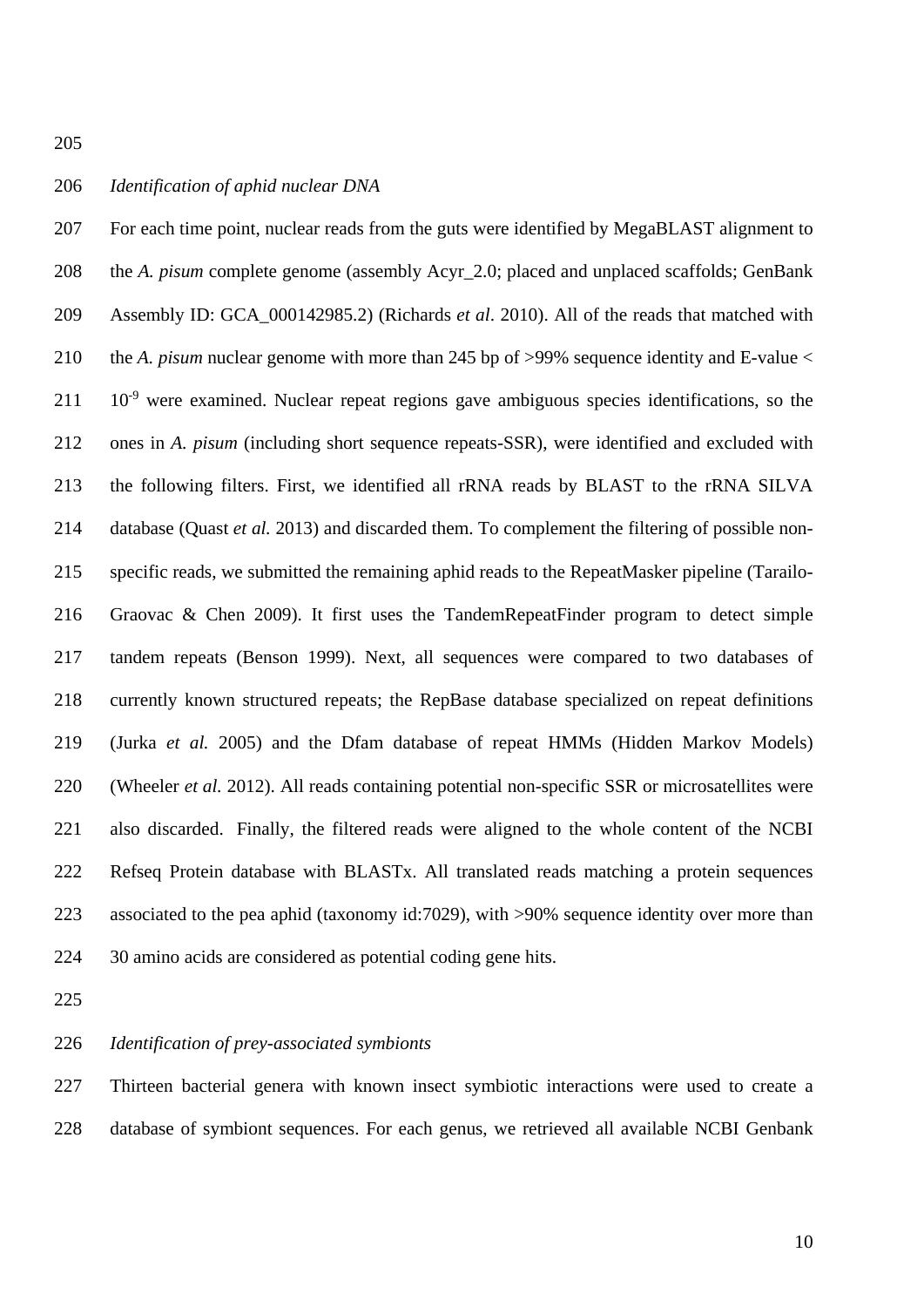*Identification of aphid nuclear DNA*

For each time point, nuclear reads from the guts were identified by MegaBLAST alignment to the *A. pisum* complete genome (assembly Acyr_2.0; placed and unplaced scaffolds; GenBank Assembly ID: GCA_000142985.2) (Richards *et al*. 2010). All of the reads that matched with the *A. pisum* nuclear genome with more than 245 bp of >99% sequence identity and E-value < $10^{-9}$ were examined. Nuclear repeat regions gave ambiguous species identifications, so the ones in *A. pisum* (including short sequence repeats-SSR), were identified and excluded with the following filters. First, we identified all rRNA reads by BLAST to the rRNA SILVA database (Quast *et al.* 2013) and discarded them. To complement the filtering of possible non-specific reads, we submitted the remaining aphid reads to the RepeatMasker pipeline (Tarailo-Graovac & Chen 2009). It first uses the TandemRepeatFinder program to detect simple tandem repeats (Benson 1999). Next, all sequences were compared to two databases of currently known structured repeats; the RepBase database specialized on repeat definitions (Jurka *et al.* 2005) and the Dfam database of repeat HMMs (Hidden Markov Models) (Wheeler *et al.* 2012). All reads containing potential non-specific SSR or microsatellites were also discarded. Finally, the filtered reads were aligned to the whole content of the NCBI Refseq Protein database with BLASTx. All translated reads matching a protein sequences associated to the pea aphid (taxonomy id:7029), with >90% sequence identity over more than 30 amino acids are considered as potential coding gene hits.

*Identification of prey-associated symbionts*

Thirteen bacterial genera with known insect symbiotic interactions were used to create a database of symbiont sequences. For each genus, we retrieved all available NCBI Genbank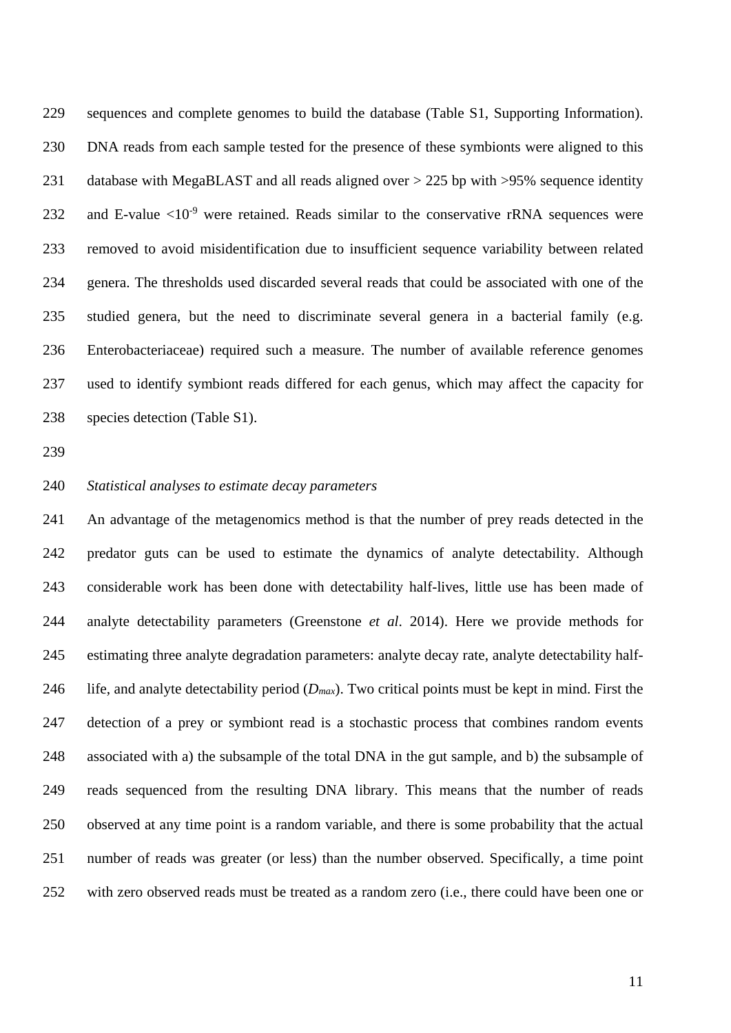sequences and complete genomes to build the database (Table S1, Supporting Information). DNA reads from each sample tested for the presence of these symbionts were aligned to this database with MegaBLAST and all reads aligned over > 225 bp with >95% sequence identity and E-value $<10^{-9}$ were retained. Reads similar to the conservative rRNA sequences were removed to avoid misidentification due to insufficient sequence variability between related genera. The thresholds used discarded several reads that could be associated with one of the studied genera, but the need to discriminate several genera in a bacterial family (e.g. Enterobacteriaceae) required such a measure. The number of available reference genomes used to identify symbiont reads differed for each genus, which may affect the capacity for species detection (Table S1).

*Statistical analyses to estimate decay parameters*

An advantage of the metagenomics method is that the number of prey reads detected in the predator guts can be used to estimate the dynamics of analyte detectability. Although considerable work has been done with detectability half-lives, little use has been made of analyte detectability parameters (Greenstone *et al*. 2014). Here we provide methods for estimating three analyte degradation parameters: analyte decay rate, analyte detectability half-life, and analyte detectability period ($D_{max}$). Two critical points must be kept in mind. First the detection of a prey or symbiont read is a stochastic process that combines random events associated with a) the subsample of the total DNA in the gut sample, and b) the subsample of reads sequenced from the resulting DNA library. This means that the number of reads observed at any time point is a random variable, and there is some probability that the actual number of reads was greater (or less) than the number observed. Specifically, a time point with zero observed reads must be treated as a random zero (i.e., there could have been one or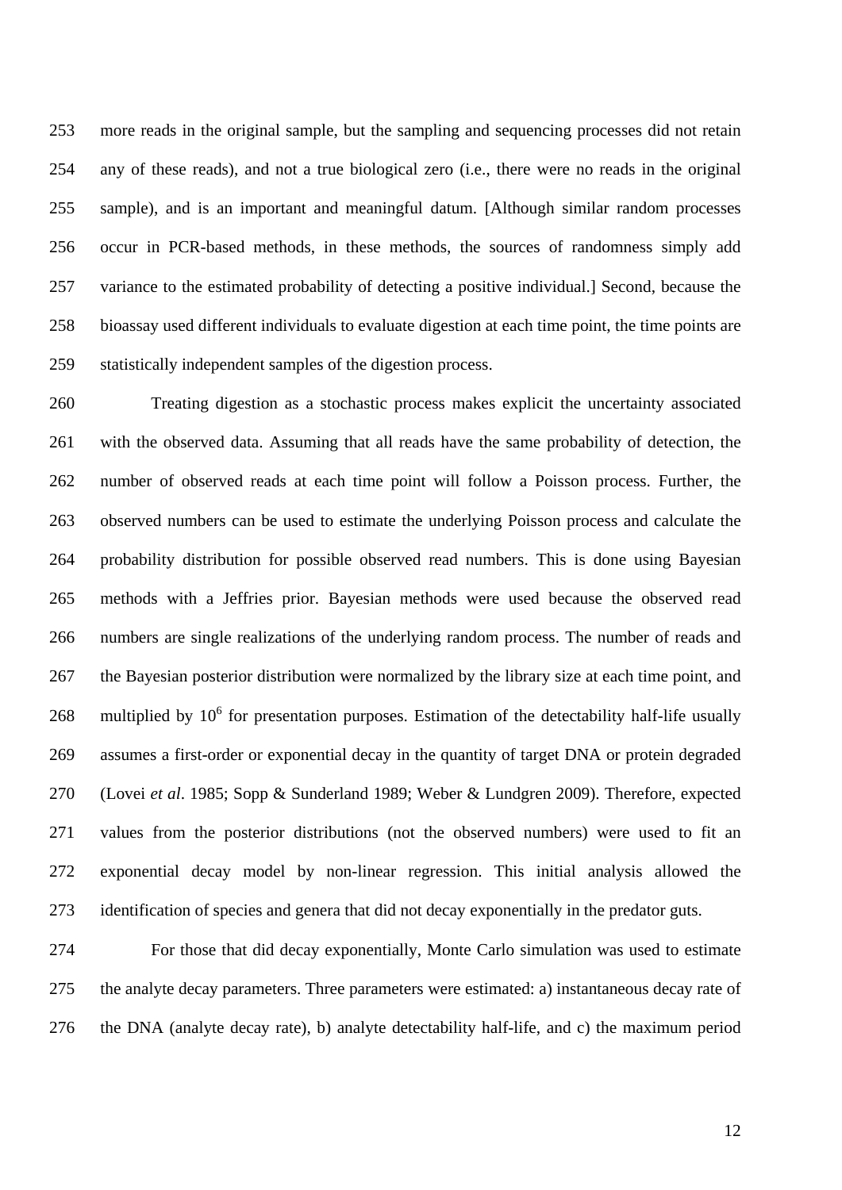more reads in the original sample, but the sampling and sequencing processes did not retain any of these reads), and not a true biological zero (i.e., there were no reads in the original sample), and is an important and meaningful datum. [Although similar random processes occur in PCR-based methods, in these methods, the sources of randomness simply add variance to the estimated probability of detecting a positive individual.] Second, because the bioassay used different individuals to evaluate digestion at each time point, the time points are statistically independent samples of the digestion process.

Treating digestion as a stochastic process makes explicit the uncertainty associated with the observed data. Assuming that all reads have the same probability of detection, the number of observed reads at each time point will follow a Poisson process. Further, the observed numbers can be used to estimate the underlying Poisson process and calculate the probability distribution for possible observed read numbers. This is done using Bayesian methods with a Jeffries prior. Bayesian methods were used because the observed read numbers are single realizations of the underlying random process. The number of reads and the Bayesian posterior distribution were normalized by the library size at each time point, and multiplied by $10^6$ for presentation purposes. Estimation of the detectability half-life usually assumes a first-order or exponential decay in the quantity of target DNA or protein degraded (Lovei *et al*. 1985; Sopp & Sunderland 1989; Weber & Lundgren 2009). Therefore, expected values from the posterior distributions (not the observed numbers) were used to fit an exponential decay model by non-linear regression. This initial analysis allowed the identification of species and genera that did not decay exponentially in the predator guts.

For those that did decay exponentially, Monte Carlo simulation was used to estimate the analyte decay parameters. Three parameters were estimated: a) instantaneous decay rate of the DNA (analyte decay rate), b) analyte detectability half-life, and c) the maximum period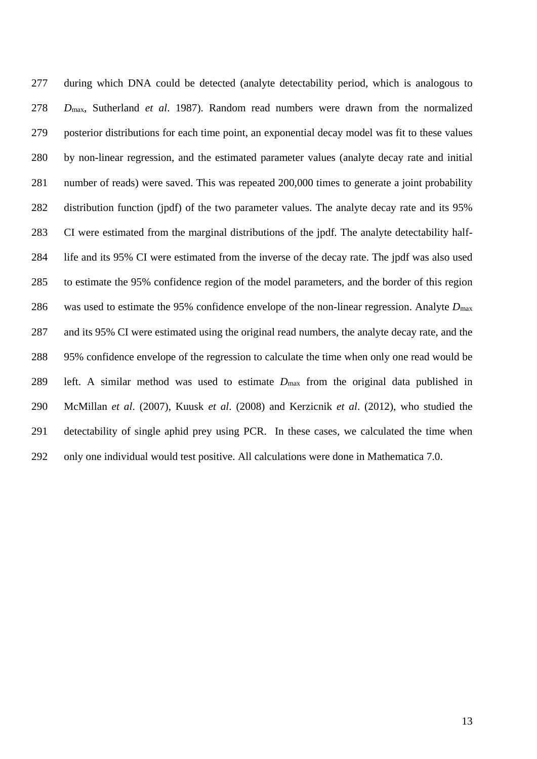during which DNA could be detected (analyte detectability period, which is analogous to $D_{max}$, Sutherland *et al*. 1987). Random read numbers were drawn from the normalized posterior distributions for each time point, an exponential decay model was fit to these values by non-linear regression, and the estimated parameter values (analyte decay rate and initial number of reads) were saved. This was repeated 200,000 times to generate a joint probability distribution function (jpdf) of the two parameter values. The analyte decay rate and its 95% CI were estimated from the marginal distributions of the jpdf. The analyte detectability half-life and its 95% CI were estimated from the inverse of the decay rate. The jpdf was also used to estimate the 95% confidence region of the model parameters, and the border of this region was used to estimate the 95% confidence envelope of the non-linear regression. Analyte $D_{max}$ and its 95% CI were estimated using the original read numbers, the analyte decay rate, and the 95% confidence envelope of the regression to calculate the time when only one read would be left. A similar method was used to estimate $D_{max}$ from the original data published in McMillan *et al*. (2007), Kuusk *et al*. (2008) and Kerzicnik *et al*. (2012), who studied the detectability of single aphid prey using PCR. In these cases, we calculated the time when only one individual would test positive. All calculations were done in Mathematica 7.0.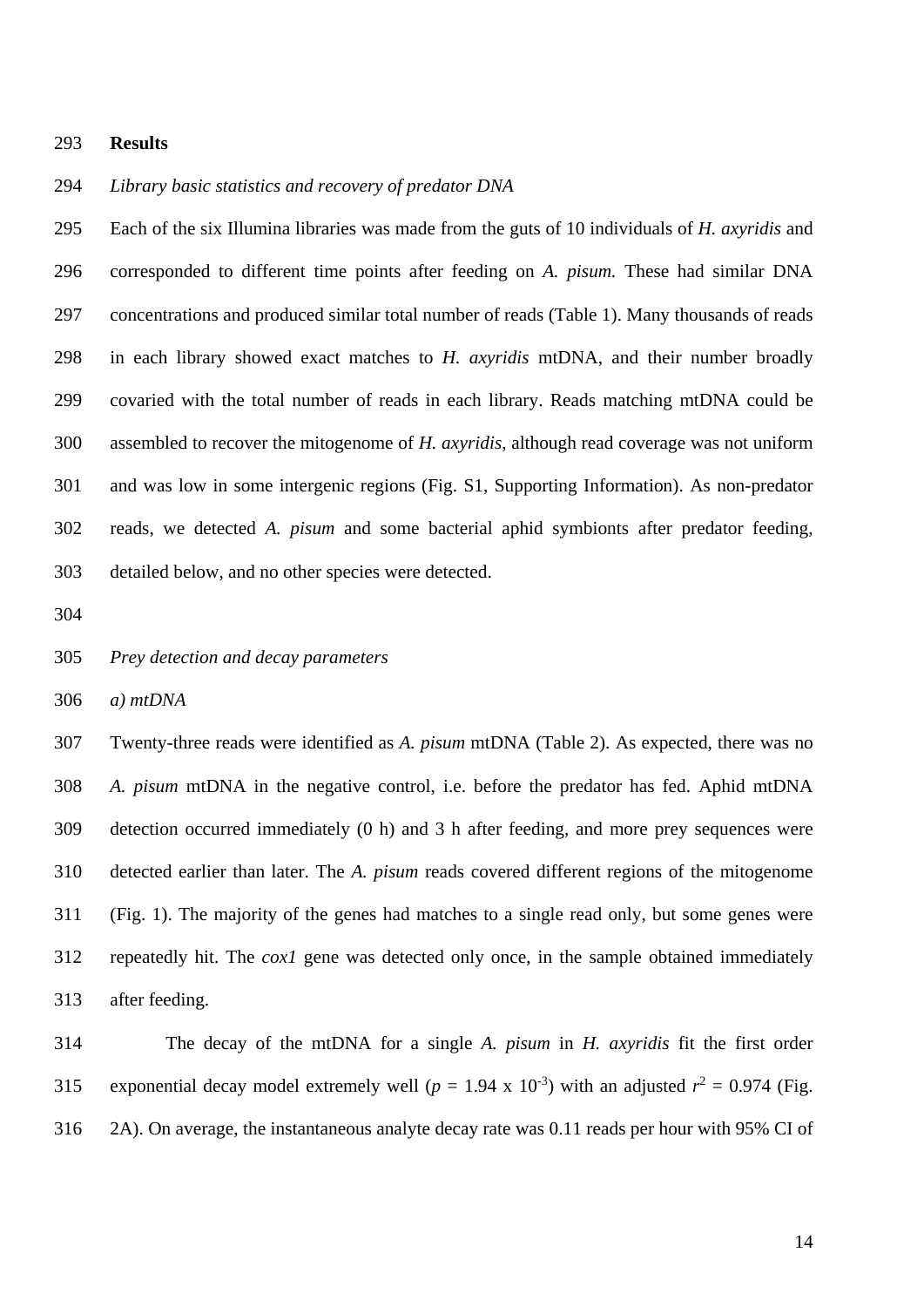## Results

*Library basic statistics and recovery of predator DNA*

Each of the six Illumina libraries was made from the guts of 10 individuals of *H. axyridis* and corresponded to different time points after feeding on *A. pisum.* These had similar DNA concentrations and produced similar total number of reads (Table 1). Many thousands of reads in each library showed exact matches to *H. axyridis* mtDNA, and their number broadly covaried with the total number of reads in each library. Reads matching mtDNA could be assembled to recover the mitogenome of *H. axyridis*, although read coverage was not uniform and was low in some intergenic regions (Fig. S1, Supporting Information). As non-predator reads, we detected *A. pisum* and some bacterial aphid symbionts after predator feeding, detailed below, and no other species were detected.

*Prey detection and decay parameters*

*a) mtDNA*

Twenty-three reads were identified as *A. pisum* mtDNA (Table 2). As expected, there was no *A. pisum* mtDNA in the negative control, i.e. before the predator has fed. Aphid mtDNA detection occurred immediately (0 h) and 3 h after feeding, and more prey sequences were detected earlier than later. The *A. pisum* reads covered different regions of the mitogenome (Fig. 1). The majority of the genes had matches to a single read only, but some genes were repeatedly hit. The *cox1* gene was detected only once, in the sample obtained immediately after feeding.

The decay of the mtDNA for a single *A. pisum* in *H. axyridis* fit the first order exponential decay model extremely well ($p$ = 1.94 x $10^{-3}$) with an adjusted $r^2$ = 0.974 (Fig. 2A). On average, the instantaneous analyte decay rate was 0.11 reads per hour with 95% CI of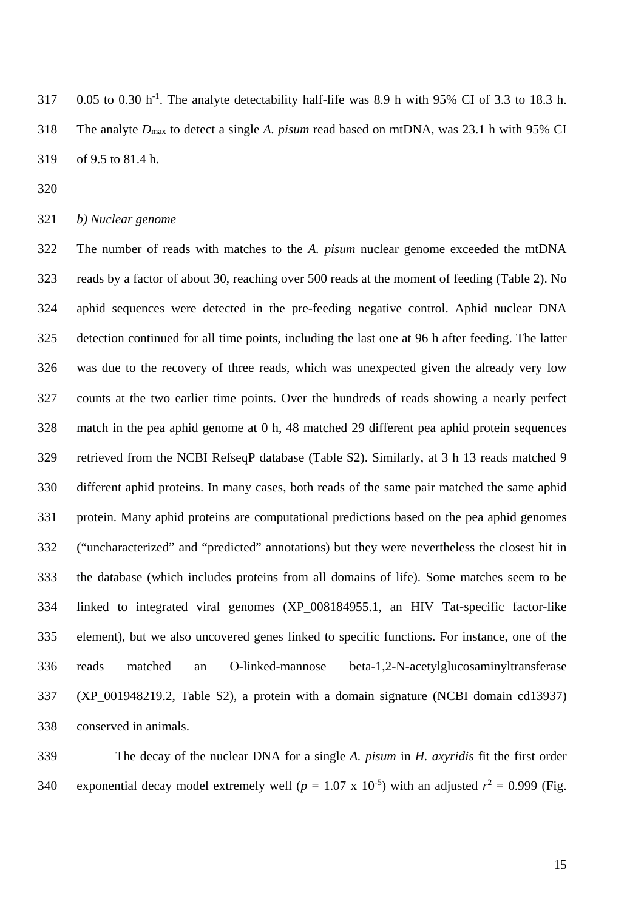0.05 to 0.30 $h^{-1}$. The analyte detectability half-life was 8.9 h with 95% CI of 3.3 to 18.3 h. The analyte $D_{max}$ to detect a single *A. pisum* read based on mtDNA, was 23.1 h with 95% CI of 9.5 to 81.4 h.

*b) Nuclear genome*

The number of reads with matches to the *A. pisum* nuclear genome exceeded the mtDNA reads by a factor of about 30, reaching over 500 reads at the moment of feeding (Table 2). No aphid sequences were detected in the pre-feeding negative control. Aphid nuclear DNA detection continued for all time points, including the last one at 96 h after feeding. The latter was due to the recovery of three reads, which was unexpected given the already very low counts at the two earlier time points. Over the hundreds of reads showing a nearly perfect match in the pea aphid genome at 0 h, 48 matched 29 different pea aphid protein sequences retrieved from the NCBI RefseqP database (Table S2). Similarly, at 3 h 13 reads matched 9 different aphid proteins. In many cases, both reads of the same pair matched the same aphid protein. Many aphid proteins are computational predictions based on the pea aphid genomes ("uncharacterized" and "predicted" annotations) but they were nevertheless the closest hit in the database (which includes proteins from all domains of life). Some matches seem to be linked to integrated viral genomes (XP_008184955.1, an HIV Tat-specific factor-like element), but we also uncovered genes linked to specific functions. For instance, one of the reads matched an O-linked-mannose beta-1,2-N-acetylglucosaminyltransferase (XP_001948219.2, Table S2), a protein with a domain signature (NCBI domain cd13937) conserved in animals.

The decay of the nuclear DNA for a single *A. pisum* in *H. axyridis* fit the first order exponential decay model extremely well ($p$ = 1.07 x $10^{-5}$) with an adjusted $r^2$ = 0.999 (Fig.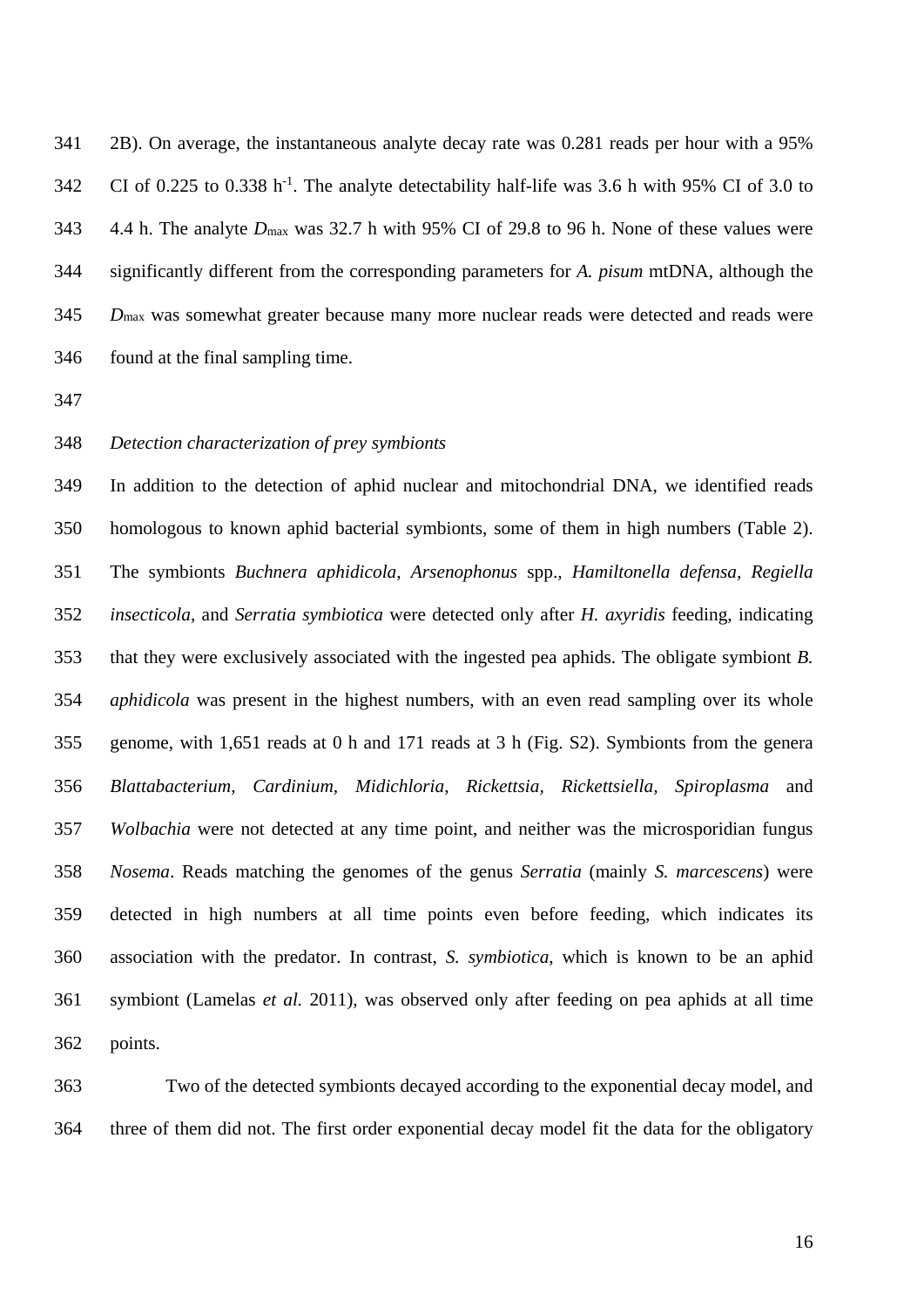2B). On average, the instantaneous analyte decay rate was 0.281 reads per hour with a 95% CI of 0.225 to 0.338 $h^{-1}$. The analyte detectability half-life was 3.6 h with 95% CI of 3.0 to 4.4 h. The analyte $D_{max}$ was 32.7 h with 95% CI of 29.8 to 96 h. None of these values were significantly different from the corresponding parameters for *A. pisum* mtDNA, although the $D_{max}$ was somewhat greater because many more nuclear reads were detected and reads were found at the final sampling time.

*Detection characterization of prey symbionts*

In addition to the detection of aphid nuclear and mitochondrial DNA, we identified reads homologous to known aphid bacterial symbionts, some of them in high numbers (Table 2). The symbionts *Buchnera aphidicola*, *Arsenophonus* spp., *Hamiltonella defensa, Regiella insecticola,* and *Serratia symbiotica* were detected only after *H. axyridis* feeding, indicating that they were exclusively associated with the ingested pea aphids. The obligate symbiont *B. aphidicola* was present in the highest numbers, with an even read sampling over its whole genome, with 1,651 reads at 0 h and 171 reads at 3 h (Fig. S2). Symbionts from the genera *Blattabacterium, Cardinium, Midichloria, Rickettsia, Rickettsiella, Spiroplasma* and *Wolbachia* were not detected at any time point, and neither was the microsporidian fungus *Nosema*. Reads matching the genomes of the genus *Serratia* (mainly *S. marcescens*) were detected in high numbers at all time points even before feeding, which indicates its association with the predator. In contrast, *S. symbiotica*, which is known to be an aphid symbiont (Lamelas *et al.* 2011), was observed only after feeding on pea aphids at all time points.

Two of the detected symbionts decayed according to the exponential decay model, and three of them did not. The first order exponential decay model fit the data for the obligatory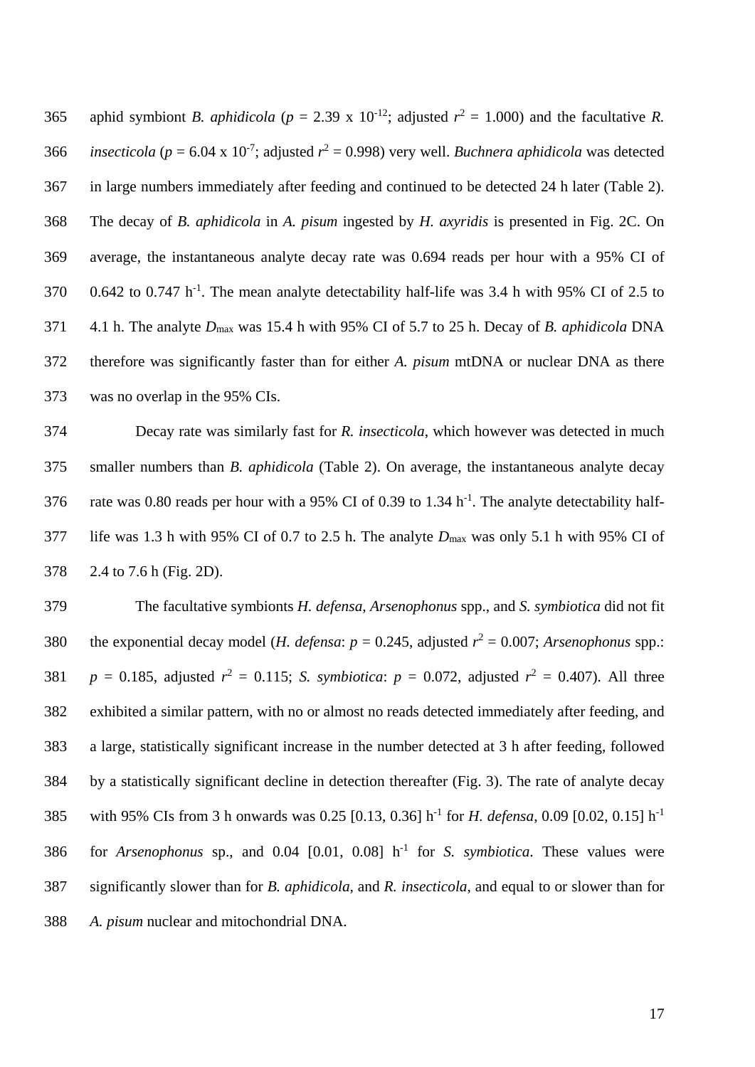aphid symbiont *B. aphidicola* ($p$ = 2.39 x $10^{-12}$; adjusted $r^2$ = 1.000) and the facultative *R. insecticola* ($p$ = 6.04 x $10^{-7}$; adjusted $r^2$ = 0.998) very well. *Buchnera aphidicola* was detected in large numbers immediately after feeding and continued to be detected 24 h later (Table 2). The decay of *B. aphidicola* in *A. pisum* ingested by *H. axyridis* is presented in Fig. 2C. On average, the instantaneous analyte decay rate was 0.694 reads per hour with a 95% CI of 0.642 to 0.747 $h^{-1}$. The mean analyte detectability half-life was 3.4 h with 95% CI of 2.5 to 4.1 h. The analyte $D_{max}$ was 15.4 h with 95% CI of 5.7 to 25 h. Decay of *B. aphidicola* DNA therefore was significantly faster than for either *A. pisum* mtDNA or nuclear DNA as there was no overlap in the 95% CIs.

Decay rate was similarly fast for *R. insecticola*, which however was detected in much smaller numbers than *B. aphidicola* (Table 2). On average, the instantaneous analyte decay rate was 0.80 reads per hour with a 95% CI of 0.39 to 1.34 $h^{-1}$. The analyte detectability half-life was 1.3 h with 95% CI of 0.7 to 2.5 h. The analyte $D_{max}$ was only 5.1 h with 95% CI of 2.4 to 7.6 h (Fig. 2D).

The facultative symbionts *H. defensa*, *Arsenophonus* spp., and *S. symbiotica* did not fit the exponential decay model (*H. defensa*: $p$ = 0.245, adjusted $r^2$ = 0.007; *Arsenophonus* spp.: $p$ = 0.185, adjusted $r^2$ = 0.115; *S. symbiotica*: $p$ = 0.072, adjusted $r^2$ = 0.407). All three exhibited a similar pattern, with no or almost no reads detected immediately after feeding, and a large, statistically significant increase in the number detected at 3 h after feeding, followed by a statistically significant decline in detection thereafter (Fig. 3). The rate of analyte decay with 95% CIs from 3 h onwards was 0.25 [0.13, 0.36] $h^{-1}$ for *H. defensa*, 0.09 [0.02, 0.15] $h^{-1}$ for *Arsenophonus* sp., and 0.04 [0.01, 0.08] $h^{-1}$ for *S. symbiotica*. These values were significantly slower than for *B. aphidicola*, and *R. insecticola*, and equal to or slower than for *A. pisum* nuclear and mitochondrial DNA.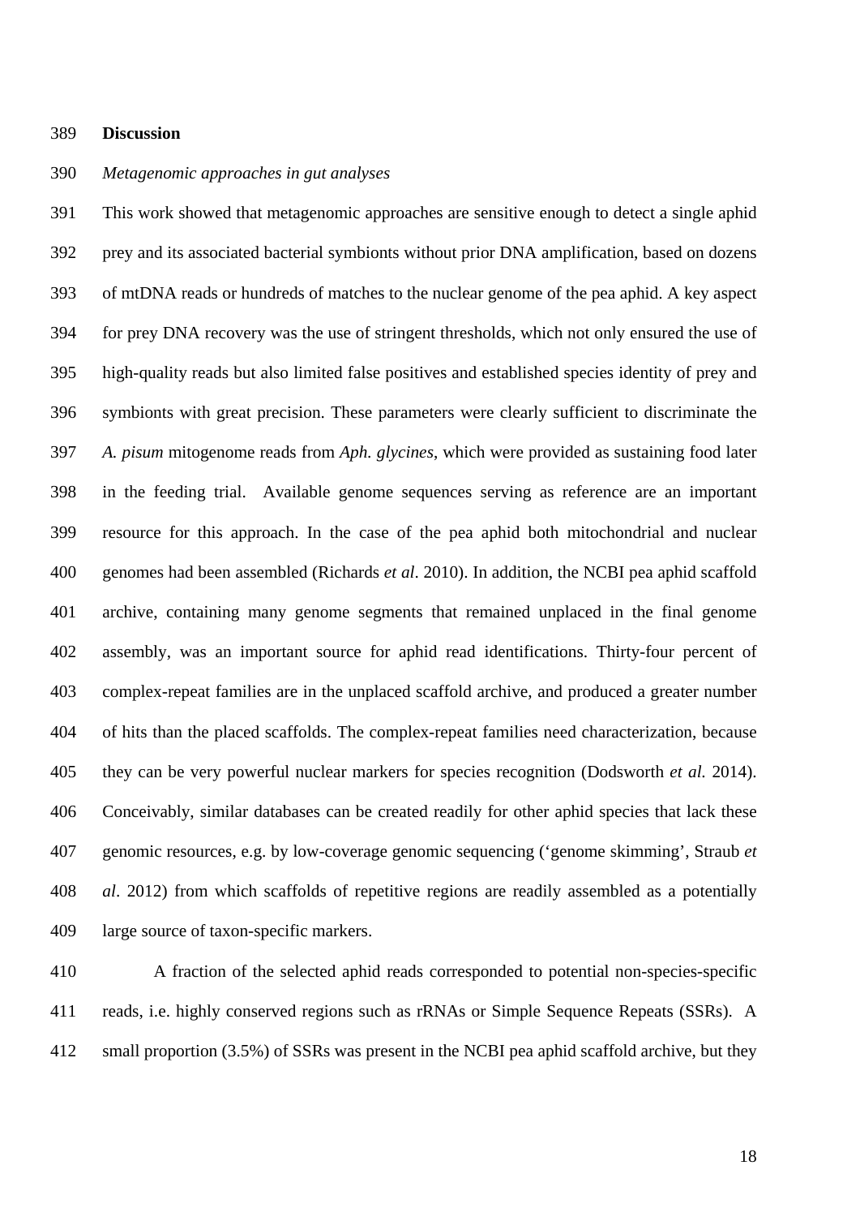## Discussion

### *Metagenomic approaches in gut analyses*

This work showed that metagenomic approaches are sensitive enough to detect a single aphid prey and its associated bacterial symbionts without prior DNA amplification, based on dozens of mtDNA reads or hundreds of matches to the nuclear genome of the pea aphid. A key aspect for prey DNA recovery was the use of stringent thresholds, which not only ensured the use of high-quality reads but also limited false positives and established species identity of prey and symbionts with great precision. These parameters were clearly sufficient to discriminate the *A. pisum* mitogenome reads from *Aph. glycines*, which were provided as sustaining food later in the feeding trial. Available genome sequences serving as reference are an important resource for this approach. In the case of the pea aphid both mitochondrial and nuclear genomes had been assembled (Richards *et al*. 2010). In addition, the NCBI pea aphid scaffold archive, containing many genome segments that remained unplaced in the final genome assembly, was an important source for aphid read identifications. Thirty-four percent of complex-repeat families are in the unplaced scaffold archive, and produced a greater number of hits than the placed scaffolds. The complex-repeat families need characterization, because they can be very powerful nuclear markers for species recognition (Dodsworth *et al.* 2014). Conceivably, similar databases can be created readily for other aphid species that lack these genomic resources, e.g. by low-coverage genomic sequencing ('genome skimming', Straub *et al*. 2012) from which scaffolds of repetitive regions are readily assembled as a potentially large source of taxon-specific markers.

A fraction of the selected aphid reads corresponded to potential non-species-specific reads, i.e. highly conserved regions such as rRNAs or Simple Sequence Repeats (SSRs). A small proportion (3.5%) of SSRs was present in the NCBI pea aphid scaffold archive, but they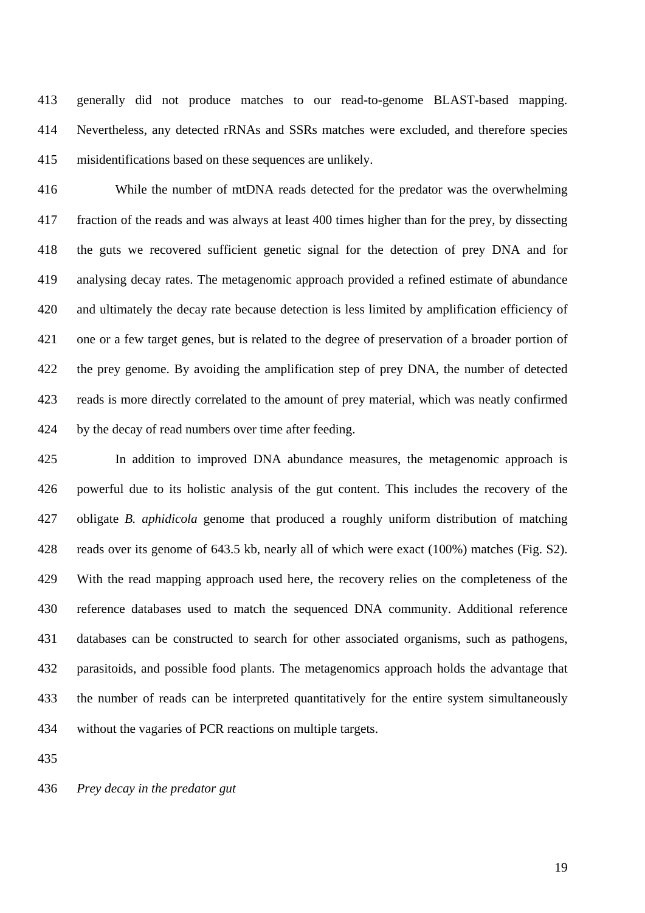generally did not produce matches to our read-to-genome BLAST-based mapping. Nevertheless, any detected rRNAs and SSRs matches were excluded, and therefore species misidentifications based on these sequences are unlikely.

While the number of mtDNA reads detected for the predator was the overwhelming fraction of the reads and was always at least 400 times higher than for the prey, by dissecting the guts we recovered sufficient genetic signal for the detection of prey DNA and for analysing decay rates. The metagenomic approach provided a refined estimate of abundance and ultimately the decay rate because detection is less limited by amplification efficiency of one or a few target genes, but is related to the degree of preservation of a broader portion of the prey genome. By avoiding the amplification step of prey DNA, the number of detected reads is more directly correlated to the amount of prey material, which was neatly confirmed by the decay of read numbers over time after feeding.

In addition to improved DNA abundance measures, the metagenomic approach is powerful due to its holistic analysis of the gut content. This includes the recovery of the obligate *B. aphidicola* genome that produced a roughly uniform distribution of matching reads over its genome of 643.5 kb, nearly all of which were exact (100%) matches (Fig. S2). With the read mapping approach used here, the recovery relies on the completeness of the reference databases used to match the sequenced DNA community. Additional reference databases can be constructed to search for other associated organisms, such as pathogens, parasitoids, and possible food plants. The metagenomics approach holds the advantage that the number of reads can be interpreted quantitatively for the entire system simultaneously without the vagaries of PCR reactions on multiple targets.

*Prey decay in the predator gut*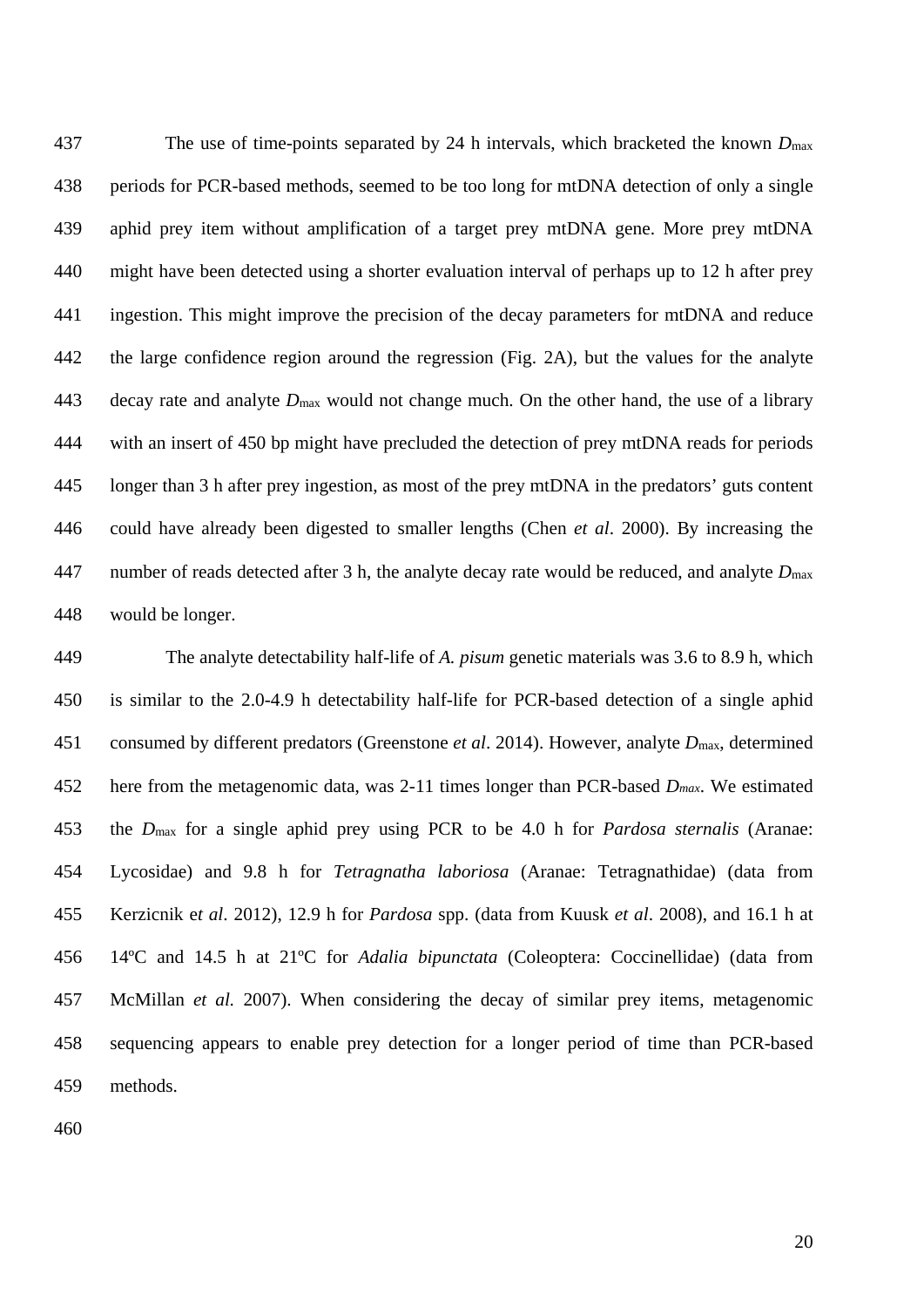The use of time-points separated by 24 h intervals, which bracketed the known $D_{max}$ periods for PCR-based methods, seemed to be too long for mtDNA detection of only a single aphid prey item without amplification of a target prey mtDNA gene. More prey mtDNA might have been detected using a shorter evaluation interval of perhaps up to 12 h after prey ingestion. This might improve the precision of the decay parameters for mtDNA and reduce the large confidence region around the regression (Fig. 2A), but the values for the analyte decay rate and analyte $D_{max}$ would not change much. On the other hand, the use of a library with an insert of 450 bp might have precluded the detection of prey mtDNA reads for periods longer than 3 h after prey ingestion, as most of the prey mtDNA in the predators' guts content could have already been digested to smaller lengths (Chen *et al*. 2000). By increasing the number of reads detected after 3 h, the analyte decay rate would be reduced, and analyte $D_{max}$ would be longer.

The analyte detectability half-life of *A. pisum* genetic materials was 3.6 to 8.9 h, which is similar to the 2.0-4.9 h detectability half-life for PCR-based detection of a single aphid consumed by different predators (Greenstone *et al*. 2014). However, analyte $D_{max}$, determined here from the metagenomic data, was 2-11 times longer than PCR-based $D_{max}$. We estimated the $D_{max}$ for a single aphid prey using PCR to be 4.0 h for *Pardosa sternalis* (Aranae: Lycosidae) and 9.8 h for *Tetragnatha laboriosa* (Aranae: Tetragnathidae) (data from Kerzicnik e*t al*. 2012), 12.9 h for *Pardosa* spp. (data from Kuusk *et al*. 2008), and 16.1 h at 14ºC and 14.5 h at 21ºC for *Adalia bipunctata* (Coleoptera: Coccinellidae) (data from McMillan *et al.* 2007). When considering the decay of similar prey items, metagenomic sequencing appears to enable prey detection for a longer period of time than PCR-based methods.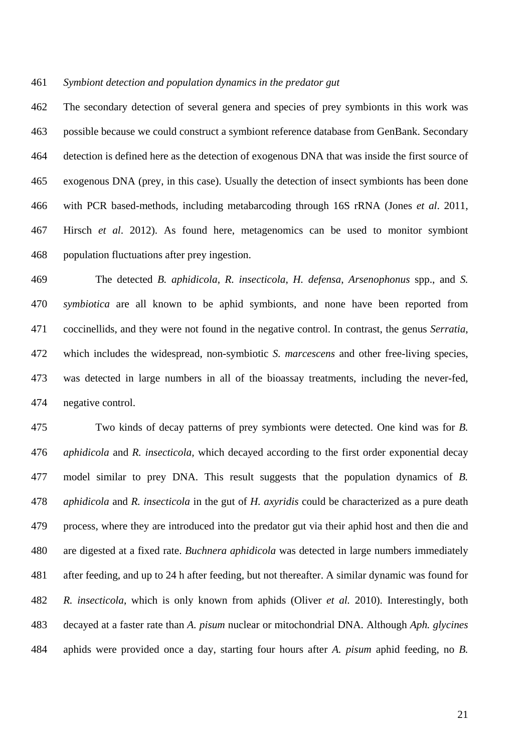*Symbiont detection and population dynamics in the predator gut*

The secondary detection of several genera and species of prey symbionts in this work was possible because we could construct a symbiont reference database from GenBank. Secondary detection is defined here as the detection of exogenous DNA that was inside the first source of exogenous DNA (prey, in this case). Usually the detection of insect symbionts has been done with PCR based-methods, including metabarcoding through 16S rRNA (Jones *et al*. 2011, Hirsch *et al*. 2012). As found here, metagenomics can be used to monitor symbiont population fluctuations after prey ingestion.

The detected *B. aphidicola*, *R. insecticola*, *H. defensa*, *Arsenophonus* spp., and *S. symbiotica* are all known to be aphid symbionts, and none have been reported from coccinellids, and they were not found in the negative control. In contrast, the genus *Serratia*, which includes the widespread, non-symbiotic *S. marcescens* and other free-living species, was detected in large numbers in all of the bioassay treatments, including the never-fed, negative control.

Two kinds of decay patterns of prey symbionts were detected. One kind was for *B. aphidicola* and *R. insecticola,* which decayed according to the first order exponential decay model similar to prey DNA. This result suggests that the population dynamics of *B. aphidicola* and *R. insecticola* in the gut of *H. axyridis* could be characterized as a pure death process, where they are introduced into the predator gut via their aphid host and then die and are digested at a fixed rate. *Buchnera aphidicola* was detected in large numbers immediately after feeding, and up to 24 h after feeding, but not thereafter. A similar dynamic was found for *R. insecticola*, which is only known from aphids (Oliver *et al.* 2010). Interestingly, both decayed at a faster rate than *A. pisum* nuclear or mitochondrial DNA. Although *Aph. glycines* aphids were provided once a day, starting four hours after *A. pisum* aphid feeding, no *B.*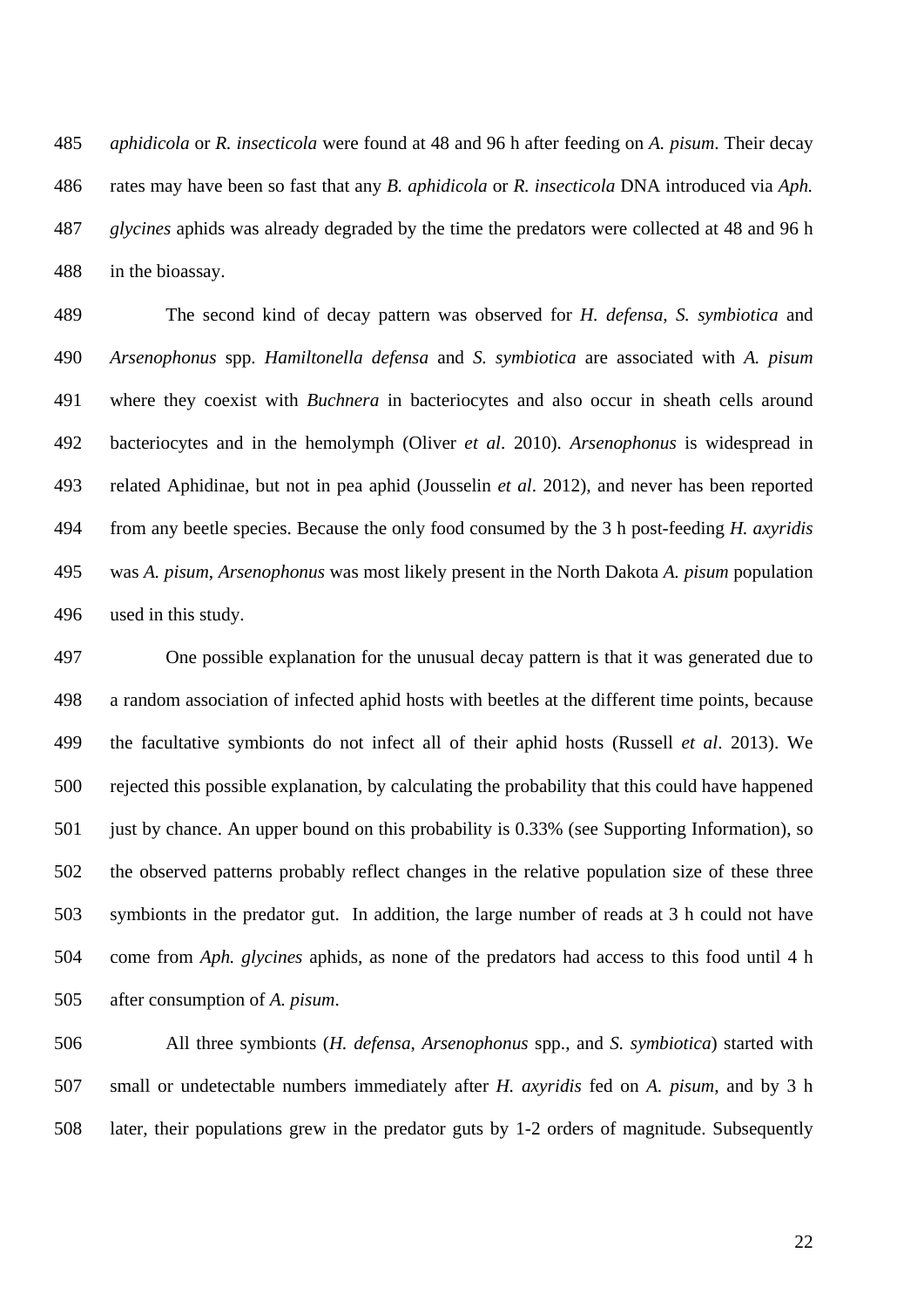*aphidicola* or *R. insecticola* were found at 48 and 96 h after feeding on *A. pisum*. Their decay rates may have been so fast that any *B. aphidicola* or *R. insecticola* DNA introduced via *Aph. glycines* aphids was already degraded by the time the predators were collected at 48 and 96 h in the bioassay.

The second kind of decay pattern was observed for *H. defensa*, *S. symbiotica* and *Arsenophonus* spp. *Hamiltonella defensa* and *S. symbiotica* are associated with *A. pisum* where they coexist with *Buchnera* in bacteriocytes and also occur in sheath cells around bacteriocytes and in the hemolymph (Oliver *et al*. 2010). *Arsenophonus* is widespread in related Aphidinae, but not in pea aphid (Jousselin *et al*. 2012), and never has been reported from any beetle species. Because the only food consumed by the 3 h post-feeding *H. axyridis* was *A. pisum*, *Arsenophonus* was most likely present in the North Dakota *A. pisum* population used in this study.

One possible explanation for the unusual decay pattern is that it was generated due to a random association of infected aphid hosts with beetles at the different time points, because the facultative symbionts do not infect all of their aphid hosts (Russell *et al*. 2013). We rejected this possible explanation, by calculating the probability that this could have happened just by chance. An upper bound on this probability is 0.33% (see Supporting Information), so the observed patterns probably reflect changes in the relative population size of these three symbionts in the predator gut. In addition, the large number of reads at 3 h could not have come from *Aph. glycines* aphids, as none of the predators had access to this food until 4 h after consumption of *A. pisum*.

All three symbionts (*H. defensa*, *Arsenophonus* spp., and *S. symbiotica*) started with small or undetectable numbers immediately after *H. axyridis* fed on *A. pisum*, and by 3 h later, their populations grew in the predator guts by 1-2 orders of magnitude. Subsequently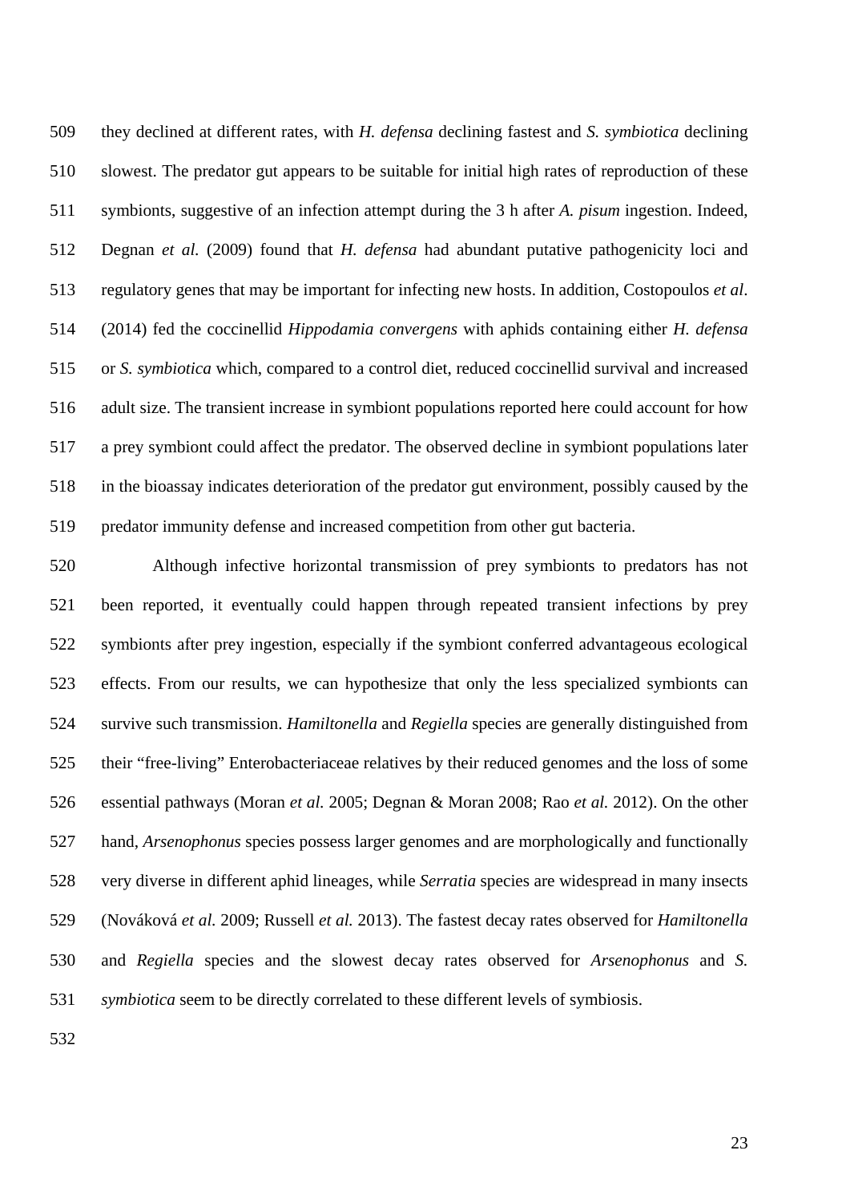they declined at different rates, with *H. defensa* declining fastest and *S. symbiotica* declining slowest. The predator gut appears to be suitable for initial high rates of reproduction of these symbionts, suggestive of an infection attempt during the 3 h after *A. pisum* ingestion. Indeed, Degnan *et al.* (2009) found that *H. defensa* had abundant putative pathogenicity loci and regulatory genes that may be important for infecting new hosts. In addition, Costopoulos *et al*. (2014) fed the coccinellid *Hippodamia convergens* with aphids containing either *H. defensa* or *S. symbiotica* which, compared to a control diet, reduced coccinellid survival and increased adult size. The transient increase in symbiont populations reported here could account for how a prey symbiont could affect the predator. The observed decline in symbiont populations later in the bioassay indicates deterioration of the predator gut environment, possibly caused by the predator immunity defense and increased competition from other gut bacteria.

Although infective horizontal transmission of prey symbionts to predators has not been reported, it eventually could happen through repeated transient infections by prey symbionts after prey ingestion, especially if the symbiont conferred advantageous ecological effects. From our results, we can hypothesize that only the less specialized symbionts can survive such transmission. *Hamiltonella* and *Regiella* species are generally distinguished from their "free-living" Enterobacteriaceae relatives by their reduced genomes and the loss of some essential pathways (Moran *et al.* 2005; Degnan & Moran 2008; Rao *et al.* 2012). On the other hand, *Arsenophonus* species possess larger genomes and are morphologically and functionally very diverse in different aphid lineages, while *Serratia* species are widespread in many insects (Nováková *et al.* 2009; Russell *et al.* 2013). The fastest decay rates observed for *Hamiltonella* and *Regiella* species and the slowest decay rates observed for *Arsenophonus* and *S. symbiotica* seem to be directly correlated to these different levels of symbiosis.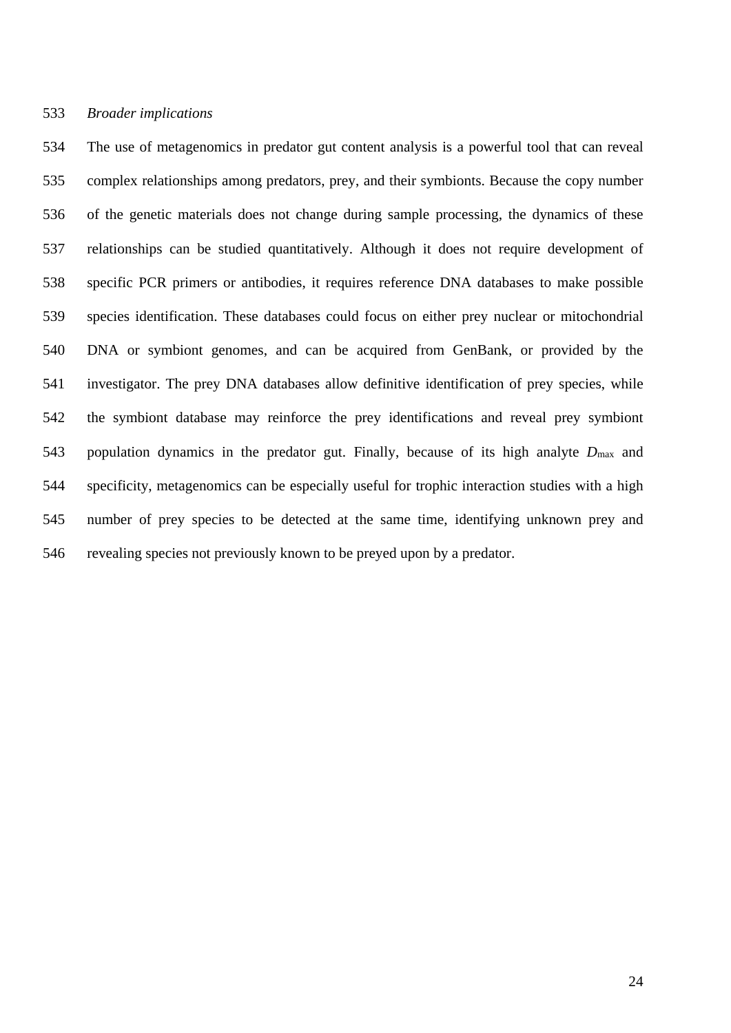*Broader implications*

The use of metagenomics in predator gut content analysis is a powerful tool that can reveal complex relationships among predators, prey, and their symbionts. Because the copy number of the genetic materials does not change during sample processing, the dynamics of these relationships can be studied quantitatively. Although it does not require development of specific PCR primers or antibodies, it requires reference DNA databases to make possible species identification. These databases could focus on either prey nuclear or mitochondrial DNA or symbiont genomes, and can be acquired from GenBank, or provided by the investigator. The prey DNA databases allow definitive identification of prey species, while the symbiont database may reinforce the prey identifications and reveal prey symbiont population dynamics in the predator gut. Finally, because of its high analyte $D_{max}$ and specificity, metagenomics can be especially useful for trophic interaction studies with a high number of prey species to be detected at the same time, identifying unknown prey and revealing species not previously known to be preyed upon by a predator.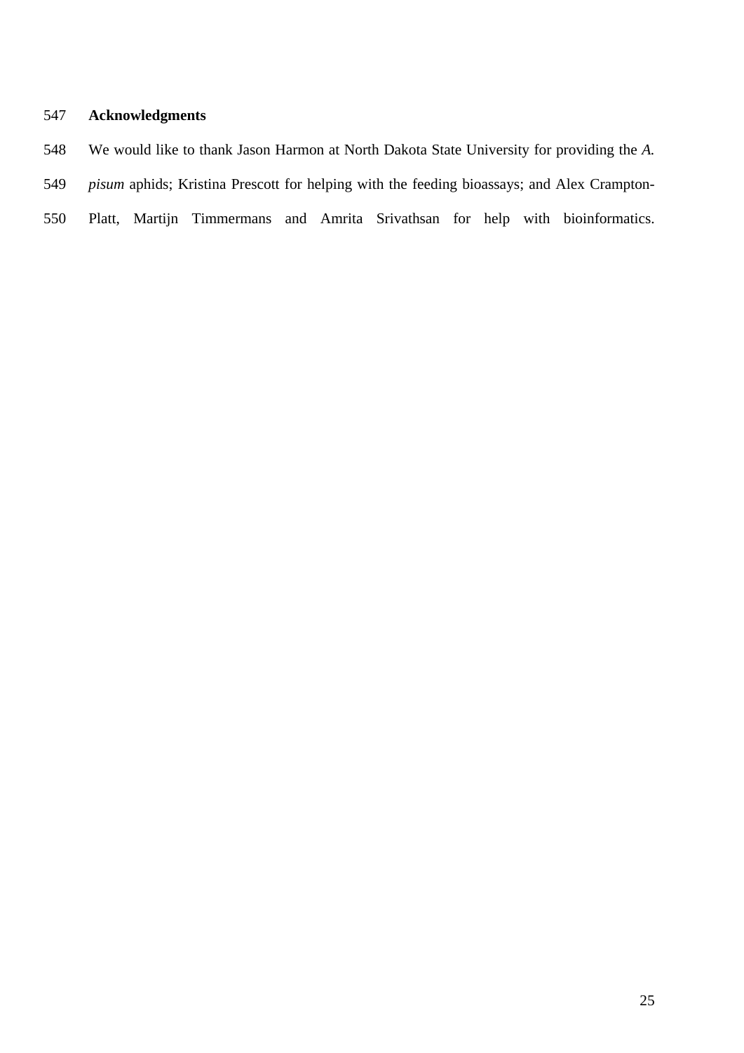## Acknowledgments

We would like to thank Jason Harmon at North Dakota State University for providing the *A. pisum* aphids; Kristina Prescott for helping with the feeding bioassays; and Alex Crampton-Platt, Martijn Timmermans and Amrita Srivathsan for help with bioinformatics.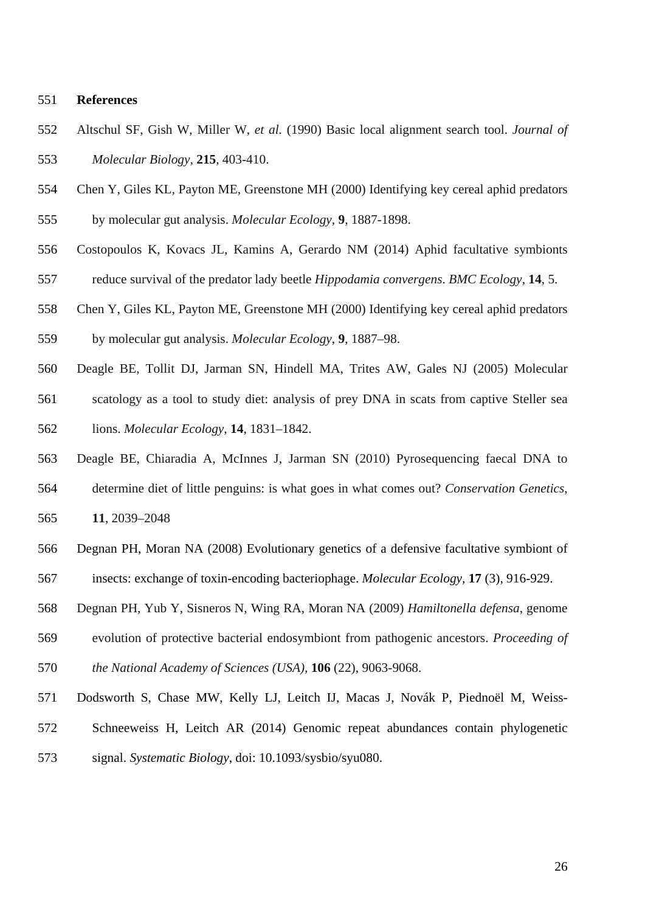## References

Altschul SF, Gish W, Miller W, *et al.* (1990) Basic local alignment search tool. *Journal of Molecular Biology*, **215**, 403-410.

Chen Y, Giles KL, Payton ME, Greenstone MH (2000) Identifying key cereal aphid predators by molecular gut analysis. *Molecular Ecology*, **9**, 1887-1898.

Costopoulos K, Kovacs JL, Kamins A, Gerardo NM (2014) Aphid facultative symbionts reduce survival of the predator lady beetle *Hippodamia convergens*. *BMC Ecology*, **14**, 5.

Chen Y, Giles KL, Payton ME, Greenstone MH (2000) Identifying key cereal aphid predators by molecular gut analysis. *Molecular Ecology*, **9**, 1887–98.

Deagle BE, Tollit DJ, Jarman SN, Hindell MA, Trites AW, Gales NJ (2005) Molecular scatology as a tool to study diet: analysis of prey DNA in scats from captive Steller sea lions. *Molecular Ecology*, **14**, 1831–1842.

Deagle BE, Chiaradia A, McInnes J, Jarman SN (2010) Pyrosequencing faecal DNA to determine diet of little penguins: is what goes in what comes out? *Conservation Genetics*, **11**, 2039–2048

Degnan PH, Moran NA (2008) Evolutionary genetics of a defensive facultative symbiont of insects: exchange of toxin-encoding bacteriophage. *Molecular Ecology*, **17** (3), 916-929.

Degnan PH, Yub Y, Sisneros N, Wing RA, Moran NA (2009) *Hamiltonella defensa*, genome evolution of protective bacterial endosymbiont from pathogenic ancestors. *Proceeding of the National Academy of Sciences (USA)*, **106** (22), 9063-9068.

Dodsworth S, Chase MW, Kelly LJ, Leitch IJ, Macas J, Novák P, Piednoël M, Weiss-Schneeweiss H, Leitch AR (2014) Genomic repeat abundances contain phylogenetic signal. *Systematic Biology*, doi: 10.1093/sysbio/syu080.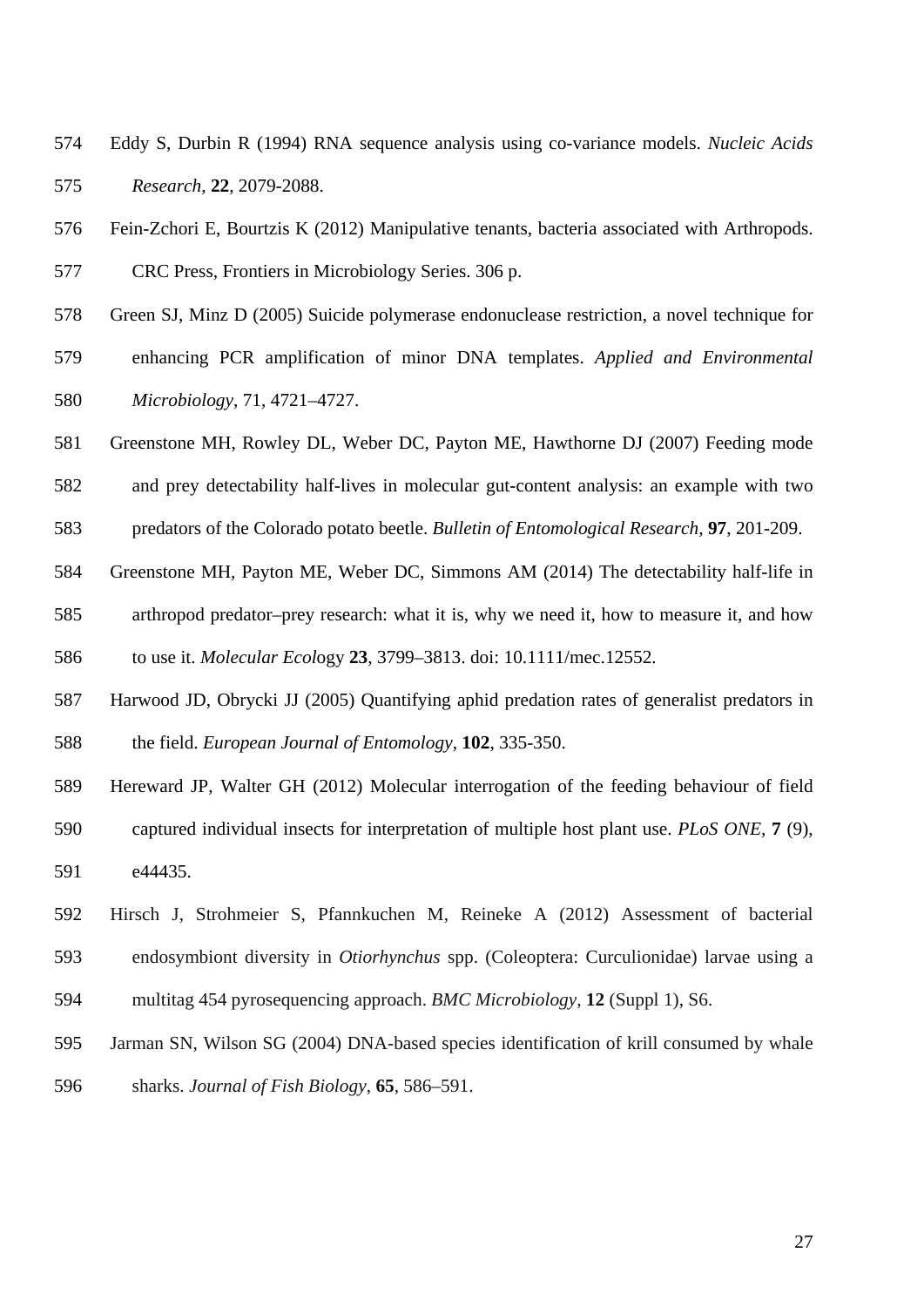Eddy S, Durbin R (1994) RNA sequence analysis using co-variance models. *Nucleic Acids Research*, **22**, 2079-2088.

Fein-Zchori E, Bourtzis K (2012) Manipulative tenants, bacteria associated with Arthropods. CRC Press, Frontiers in Microbiology Series. 306 p.

Green SJ, Minz D (2005) Suicide polymerase endonuclease restriction, a novel technique for enhancing PCR amplification of minor DNA templates. *Applied and Environmental Microbiology*, 71, 4721–4727.

Greenstone MH, Rowley DL, Weber DC, Payton ME, Hawthorne DJ (2007) Feeding mode and prey detectability half-lives in molecular gut-content analysis: an example with two predators of the Colorado potato beetle. *Bulletin of Entomological Research,* **97**, 201-209.

Greenstone MH, Payton ME, Weber DC, Simmons AM (2014) The detectability half-life in arthropod predator–prey research: what it is, why we need it, how to measure it, and how to use it. *Molecular Ecol*ogy **23**, 3799–3813. doi: 10.1111/mec.12552.

Harwood JD, Obrycki JJ (2005) Quantifying aphid predation rates of generalist predators in the field. *European Journal of Entomology,* **102**, 335-350.

Hereward JP, Walter GH (2012) Molecular interrogation of the feeding behaviour of field captured individual insects for interpretation of multiple host plant use. *PLoS ONE,* **7** (9), e44435.

Hirsch J, Strohmeier S, Pfannkuchen M, Reineke A (2012) Assessment of bacterial endosymbiont diversity in *Otiorhynchus* spp. (Coleoptera: Curculionidae) larvae using a multitag 454 pyrosequencing approach. *BMC Microbiology,* **12** (Suppl 1), S6.

Jarman SN, Wilson SG (2004) DNA-based species identification of krill consumed by whale sharks. *Journal of Fish Biology*, **65**, 586–591.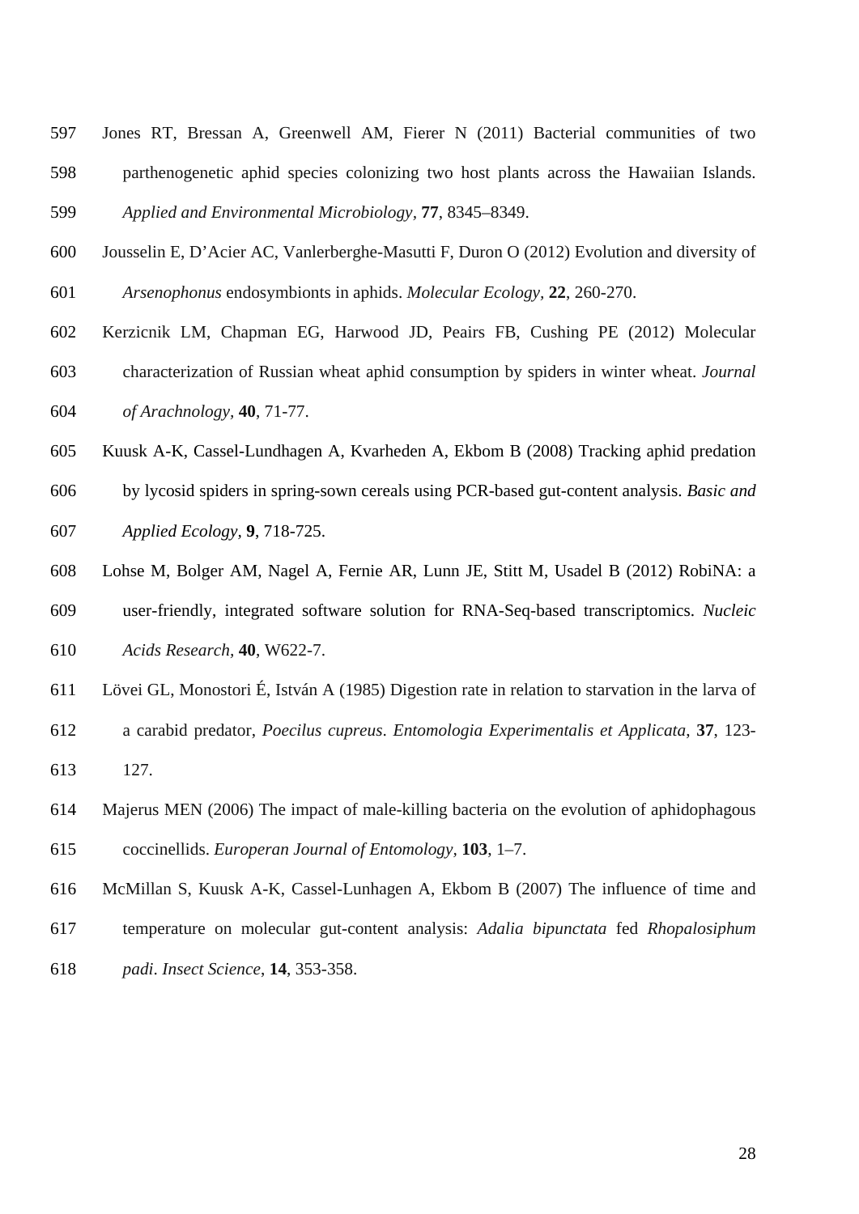Jones RT, Bressan A, Greenwell AM, Fierer N (2011) Bacterial communities of two parthenogenetic aphid species colonizing two host plants across the Hawaiian Islands. *Applied and Environmental Microbiology*, **77**, 8345–8349.

Jousselin E, D'Acier AC, Vanlerberghe-Masutti F, Duron O (2012) Evolution and diversity of *Arsenophonus* endosymbionts in aphids. *Molecular Ecology*, **22**, 260-270.

Kerzicnik LM, Chapman EG, Harwood JD, Peairs FB, Cushing PE (2012) Molecular characterization of Russian wheat aphid consumption by spiders in winter wheat. *Journal of Arachnology*, **40**, 71-77.

Kuusk A-K, Cassel-Lundhagen A, Kvarheden A, Ekbom B (2008) Tracking aphid predation by lycosid spiders in spring-sown cereals using PCR-based gut-content analysis. *Basic and Applied Ecology*, **9**, 718-725.

Lohse M, Bolger AM, Nagel A, Fernie AR, Lunn JE, Stitt M, Usadel B (2012) RobiNA: a user-friendly, integrated software solution for RNA-Seq-based transcriptomics. *Nucleic Acids Research*, **40**, W622-7.

Lövei GL, Monostori É, István A (1985) Digestion rate in relation to starvation in the larva of a carabid predator, *Poecilus cupreus*. *Entomologia Experimentalis et Applicata*, **37**, 123-127.

Majerus MEN (2006) The impact of male-killing bacteria on the evolution of aphidophagous coccinellids. *Europeran Journal of Entomology*, **103**, 1–7.

McMillan S, Kuusk A-K, Cassel-Lunhagen A, Ekbom B (2007) The influence of time and temperature on molecular gut-content analysis: *Adalia bipunctata* fed *Rhopalosiphum padi*. *Insect Science*, **14**, 353-358.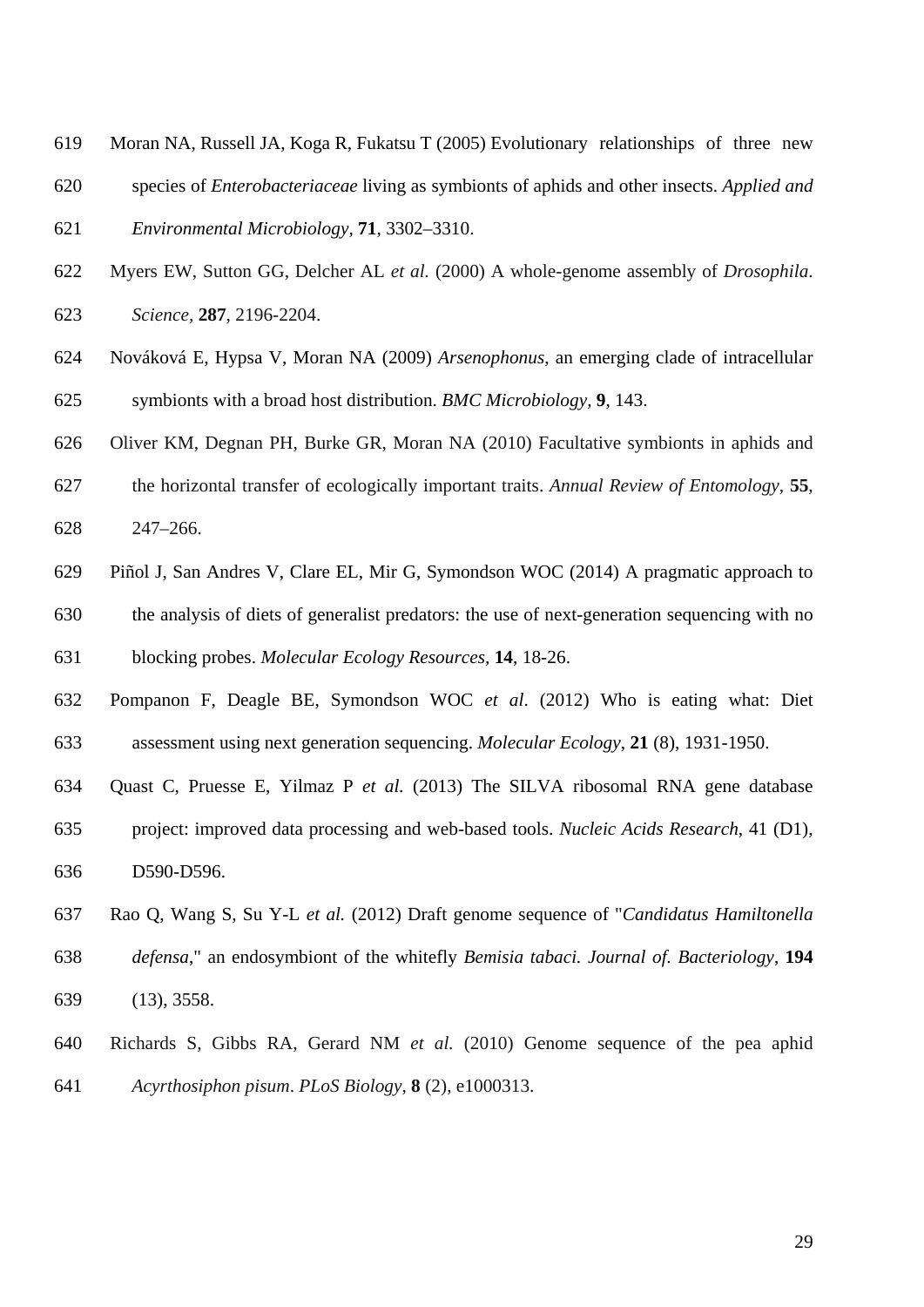Moran NA, Russell JA, Koga R, Fukatsu T (2005) Evolutionary relationships of three new species of *Enterobacteriaceae* living as symbionts of aphids and other insects. *Applied and Environmental Microbiology*, **71**, 3302–3310.

Myers EW, Sutton GG, Delcher AL *et al.* (2000) A whole-genome assembly of *Drosophila*. *Science,* **287**, 2196-2204.

Nováková E, Hypsa V, Moran NA (2009) *Arsenophonus*, an emerging clade of intracellular symbionts with a broad host distribution. *BMC Microbiology,* **9**, 143.

Oliver KM, Degnan PH, Burke GR, Moran NA (2010) Facultative symbionts in aphids and the horizontal transfer of ecologically important traits. *Annual Review of Entomology*, **55**, 247–266.

Piñol J, San Andres V, Clare EL, Mir G, Symondson WOC (2014) A pragmatic approach to the analysis of diets of generalist predators: the use of next-generation sequencing with no blocking probes. *Molecular Ecology Resources,* **14**, 18-26.

Pompanon F, Deagle BE, Symondson WOC *et al*. (2012) Who is eating what: Diet assessment using next generation sequencing. *Molecular Ecology*, **21** (8), 1931-1950.

Quast C, Pruesse E, Yilmaz P *et al.* (2013) The SILVA ribosomal RNA gene database project: improved data processing and web-based tools. *Nucleic Acids Research*, 41 (D1), D590-D596.

Rao Q, Wang S, Su Y-L *et al.* (2012) Draft genome sequence of "*Candidatus Hamiltonella defensa*," an endosymbiont of the whitefly *Bemisia tabaci. Journal of. Bacteriology*, **194** (13), 3558.

Richards S, Gibbs RA, Gerard NM *et al.* (2010) Genome sequence of the pea aphid *Acyrthosiphon pisum*. *PLoS Biology*, **8** (2), e1000313.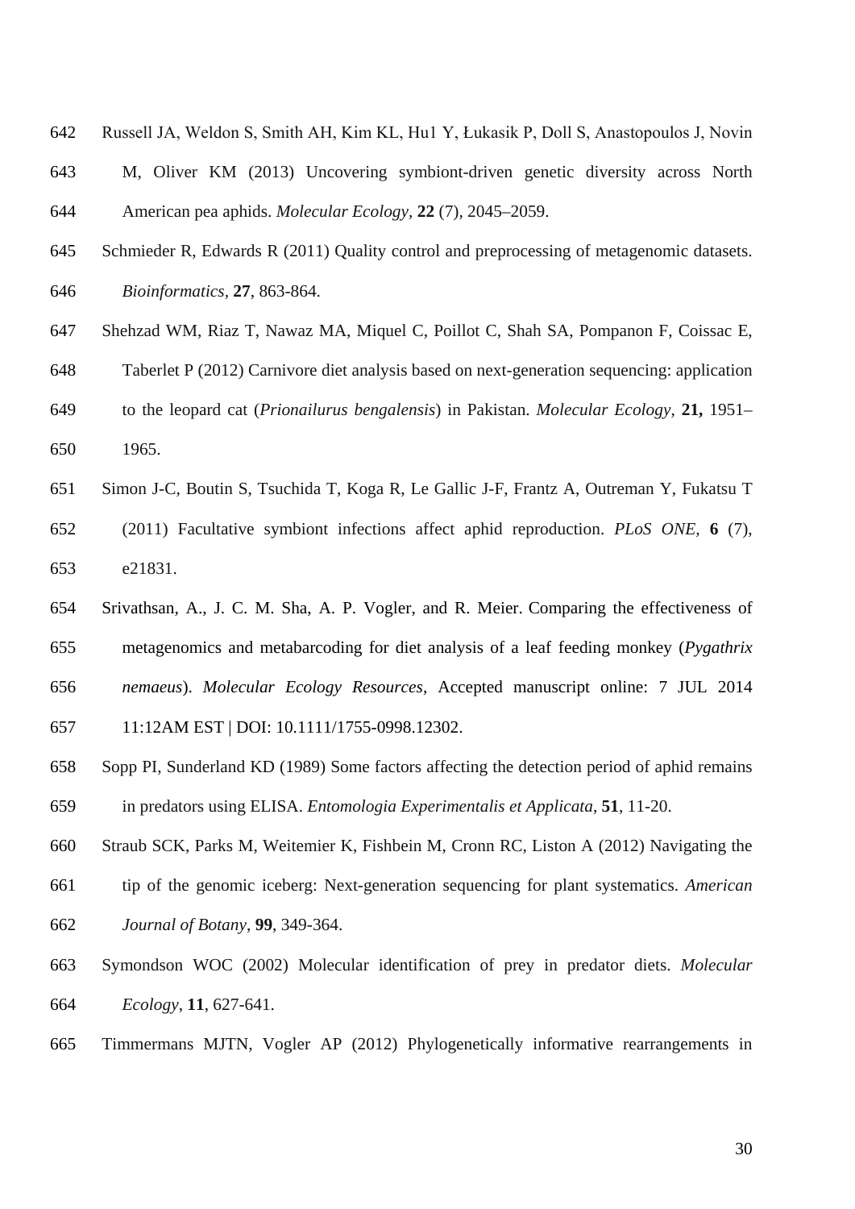Russell JA, Weldon S, Smith AH, Kim KL, Hu1 Y, Łukasik P, Doll S, Anastopoulos J, Novin M, Oliver KM (2013) Uncovering symbiont-driven genetic diversity across North American pea aphids. *Molecular Ecology*, **22** (7), 2045–2059.

Schmieder R, Edwards R (2011) Quality control and preprocessing of metagenomic datasets. *Bioinformatics*, **27**, 863-864.

Shehzad WM, Riaz T, Nawaz MA, Miquel C, Poillot C, Shah SA, Pompanon F, Coissac E, Taberlet P (2012) Carnivore diet analysis based on next-generation sequencing: application to the leopard cat (*Prionailurus bengalensis*) in Pakistan. *Molecular Ecology*, **21,** 1951–1965.

Simon J-C, Boutin S, Tsuchida T, Koga R, Le Gallic J-F, Frantz A, Outreman Y, Fukatsu T (2011) Facultative symbiont infections affect aphid reproduction. *PLoS ONE*, **6** (7), e21831.

Srivathsan, A., J. C. M. Sha, A. P. Vogler, and R. Meier. Comparing the effectiveness of metagenomics and metabarcoding for diet analysis of a leaf feeding monkey (*Pygathrix nemaeus*). *Molecular Ecology Resources*, Accepted manuscript online: 7 JUL 2014 11:12AM EST | DOI: 10.1111/1755-0998.12302.

Sopp PI, Sunderland KD (1989) Some factors affecting the detection period of aphid remains in predators using ELISA. *Entomologia Experimentalis et Applicata*, **51**, 11-20.

Straub SCK, Parks M, Weitemier K, Fishbein M, Cronn RC, Liston A (2012) Navigating the tip of the genomic iceberg: Next-generation sequencing for plant systematics. *American Journal of Botany*, **99**, 349-364.

Symondson WOC (2002) Molecular identification of prey in predator diets. *Molecular Ecology*, **11**, 627-641.

Timmermans MJTN, Vogler AP (2012) Phylogenetically informative rearrangements in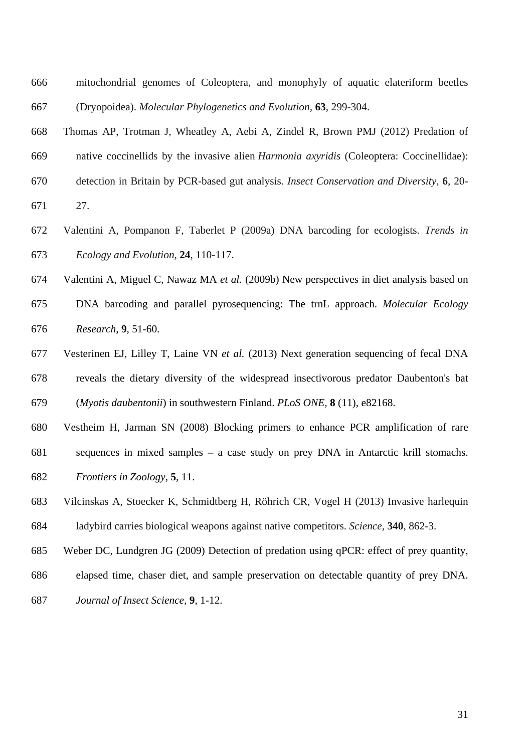mitochondrial genomes of Coleoptera, and monophyly of aquatic elateriform beetles (Dryopoidea). *Molecular Phylogenetics and Evolution*, **63**, 299-304.

Thomas AP, Trotman J, Wheatley A, Aebi A, Zindel R, Brown PMJ (2012) Predation of native coccinellids by the invasive alien *Harmonia axyridis* (Coleoptera: Coccinellidae): detection in Britain by PCR-based gut analysis. *Insect Conservation and Diversity,* **6**, 20-27.

Valentini A, Pompanon F, Taberlet P (2009a) DNA barcoding for ecologists. *Trends in Ecology and Evolution*, **24**, 110-117.

Valentini A, Miguel C, Nawaz MA *et al.* (2009b) New perspectives in diet analysis based on DNA barcoding and parallel pyrosequencing: The trnL approach. *Molecular Ecology Research*, **9**, 51-60.

Vesterinen EJ, Lilley T, Laine VN *et al.* (2013) Next generation sequencing of fecal DNA reveals the dietary diversity of the widespread insectivorous predator Daubenton's bat (*Myotis daubentonii*) in southwestern Finland. *PLoS ONE,* **8** (11), e82168.

Vestheim H, Jarman SN (2008) Blocking primers to enhance PCR amplification of rare sequences in mixed samples – a case study on prey DNA in Antarctic krill stomachs. *Frontiers in Zoology*, **5**, 11.

Vilcinskas A, Stoecker K, Schmidtberg H, Röhrich CR, Vogel H (2013) Invasive harlequin ladybird carries biological weapons against native competitors. *Science,* **340**, 862-3.

Weber DC, Lundgren JG (2009) Detection of predation using qPCR: effect of prey quantity, elapsed time, chaser diet, and sample preservation on detectable quantity of prey DNA. *Journal of Insect Science,* **9**, 1-12.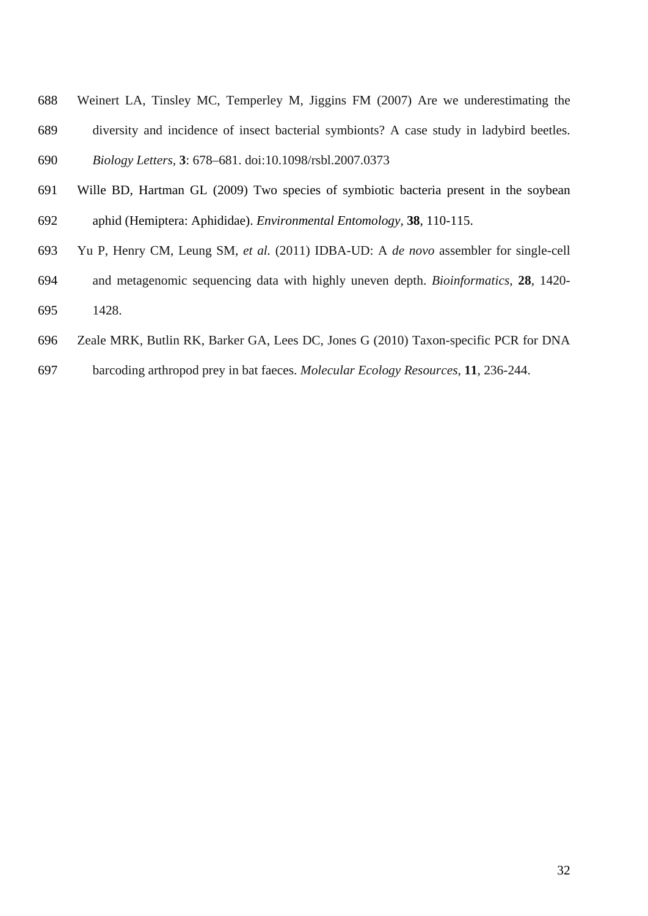Weinert LA, Tinsley MC, Temperley M, Jiggins FM (2007) Are we underestimating the diversity and incidence of insect bacterial symbionts? A case study in ladybird beetles. *Biology Letters*, **3**: 678–681. doi:10.1098/rsbl.2007.0373

Wille BD, Hartman GL (2009) Two species of symbiotic bacteria present in the soybean aphid (Hemiptera: Aphididae). *Environmental Entomology*, **38**, 110-115.

Yu P, Henry CM, Leung SM, *et al.* (2011) IDBA-UD: A *de novo* assembler for single-cell and metagenomic sequencing data with highly uneven depth. *Bioinformatics*, **28**, 1420-1428.

Zeale MRK, Butlin RK, Barker GA, Lees DC, Jones G (2010) Taxon-specific PCR for DNA barcoding arthropod prey in bat faeces. *Molecular Ecology Resources*, **11**, 236-244.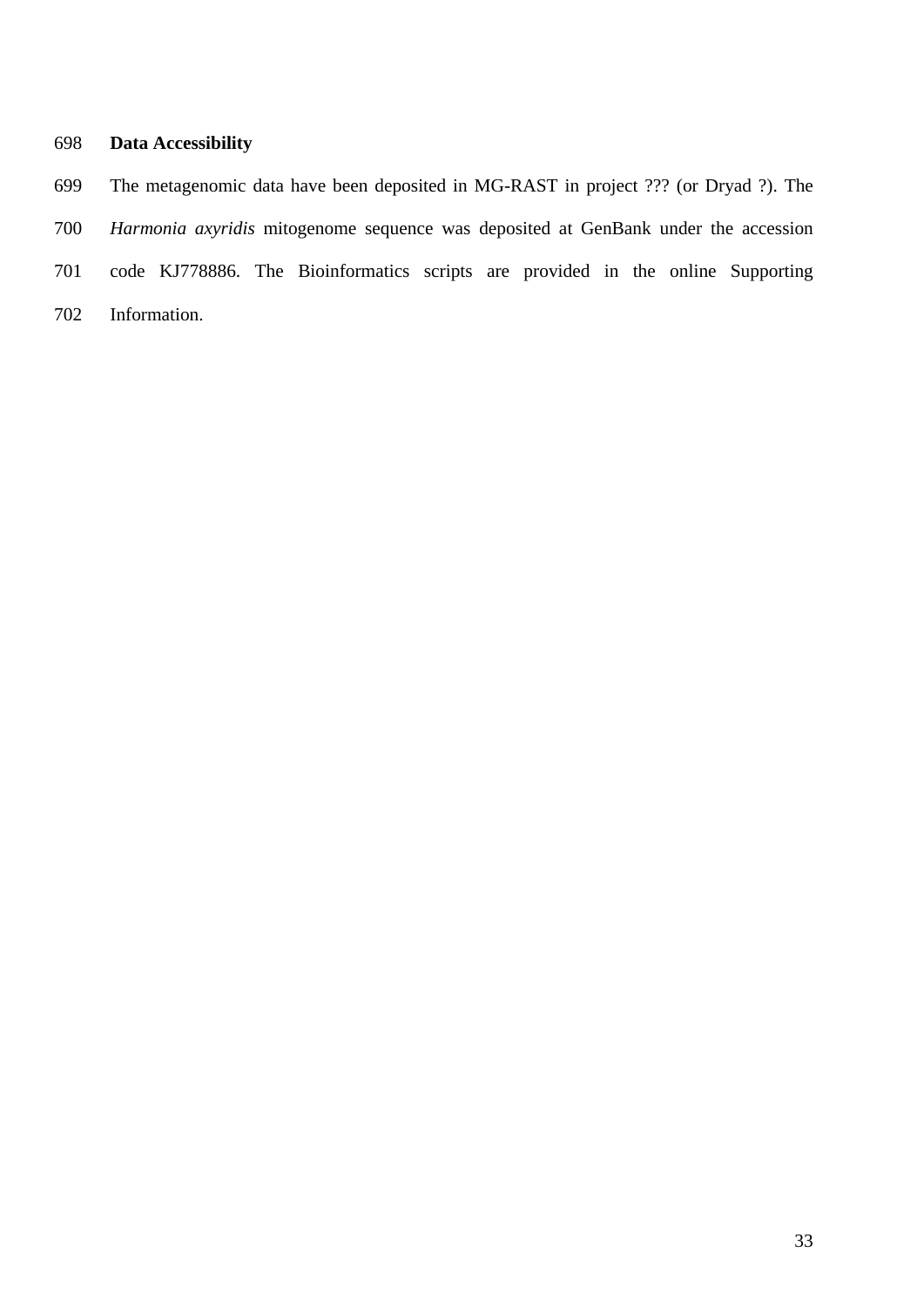**Data Accessibility**

The metagenomic data have been deposited in MG-RAST in project ??? (or Dryad ?). The *Harmonia axyridis* mitogenome sequence was deposited at GenBank under the accession code KJ778886. The Bioinformatics scripts are provided in the online Supporting Information.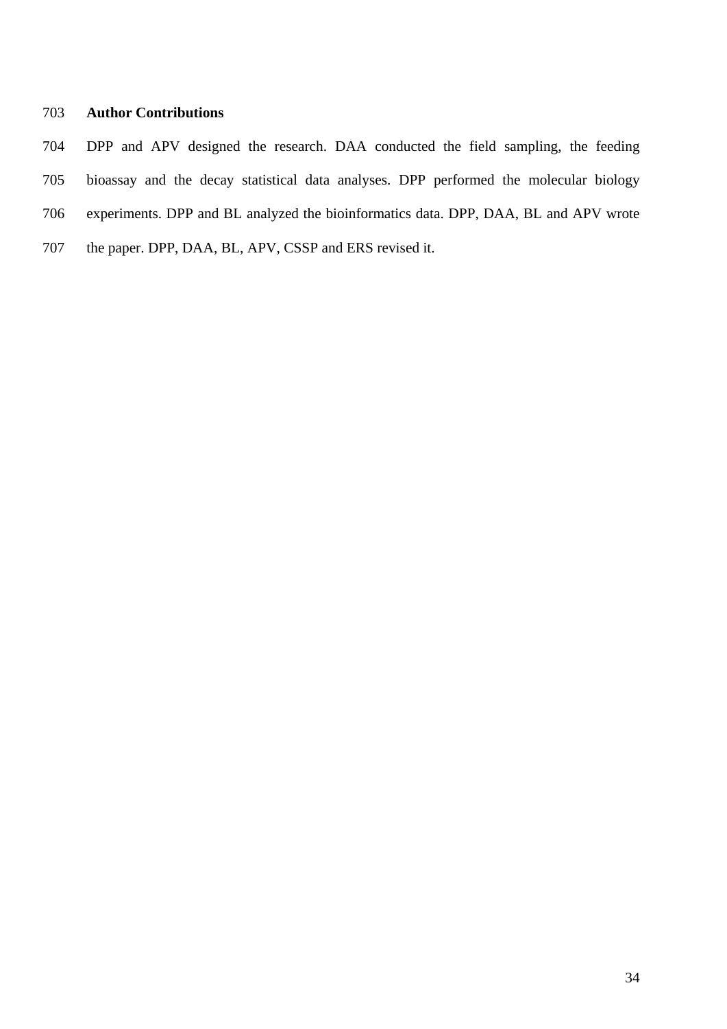## Author Contributions

DPP and APV designed the research. DAA conducted the field sampling, the feeding bioassay and the decay statistical data analyses. DPP performed the molecular biology experiments. DPP and BL analyzed the bioinformatics data. DPP, DAA, BL and APV wrote the paper. DPP, DAA, BL, APV, CSSP and ERS revised it.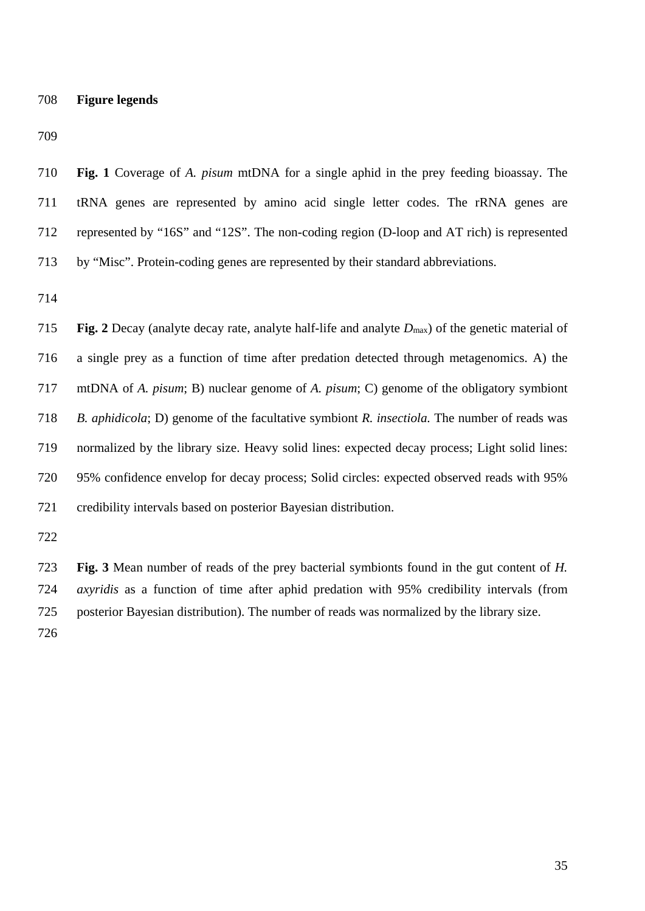# Figure legends

**Fig. 1** Coverage of *A. pisum* mtDNA for a single aphid in the prey feeding bioassay. The tRNA genes are represented by amino acid single letter codes. The rRNA genes are represented by "16S" and "12S". The non-coding region (D-loop and AT rich) is represented by "Misc". Protein-coding genes are represented by their standard abbreviations.

**Fig. 2** Decay (analyte decay rate, analyte half-life and analyte $D_{max}$) of the genetic material of a single prey as a function of time after predation detected through metagenomics. A) the mtDNA of *A. pisum*; B) nuclear genome of *A. pisum*; C) genome of the obligatory symbiont *B. aphidicola*; D) genome of the facultative symbiont *R. insectiola.* The number of reads was normalized by the library size. Heavy solid lines: expected decay process; Light solid lines: 95% confidence envelop for decay process; Solid circles: expected observed reads with 95% credibility intervals based on posterior Bayesian distribution.

**Fig. 3** Mean number of reads of the prey bacterial symbionts found in the gut content of *H. axyridis* as a function of time after aphid predation with 95% credibility intervals (from posterior Bayesian distribution). The number of reads was normalized by the library size.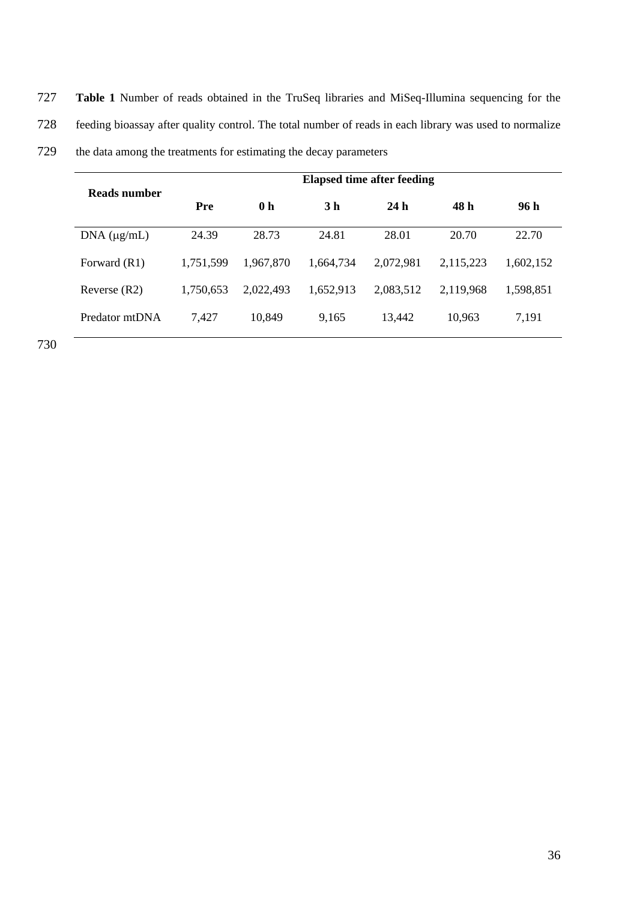**Table 1** Number of reads obtained in the TruSeq libraries and MiSeq-Illumina sequencing for the feeding bioassay after quality control. The total number of reads in each library was used to normalize the data among the treatments for estimating the decay parameters

| Reads number | Elapsed time after feeding | | | | | |
|---|---|---|---|---|---|---|
| | **Pre** | **0 h** | **3 h** | **24 h** | **48 h** | **96 h** |
| DNA (μg/mL) | 24.39 | 28.73 | 24.81 | 28.01 | 20.70 | 22.70 |
| Forward (R1) | 1,751,599 | 1,967,870 | 1,664,734 | 2,072,981 | 2,115,223 | 1,602,152 |
| Reverse (R2) | 1,750,653 | 2,022,493 | 1,652,913 | 2,083,512 | 2,119,968 | 1,598,851 |
| Predator mtDNA | 7,427 | 10,849 | 9,165 | 13,442 | 10,963 | 7,191 |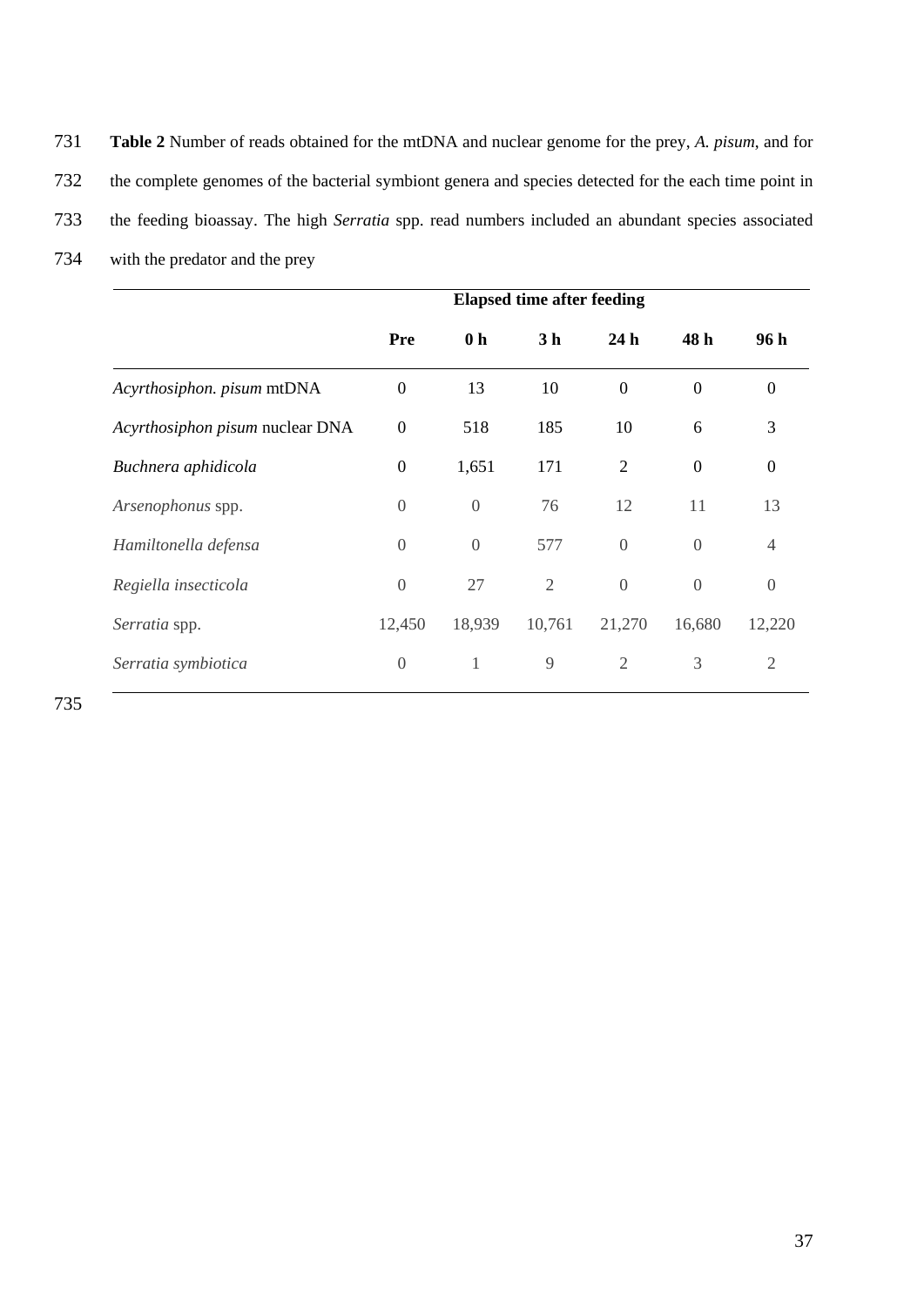**Table 2** Number of reads obtained for the mtDNA and nuclear genome for the prey, *A. pisum*, and for the complete genomes of the bacterial symbiont genera and species detected for the each time point in the feeding bioassay. The high *Serratia* spp. read numbers included an abundant species associated with the predator and the prey

| | **Elapsed time after feeding** | | | | | |
|---|---|---|---|---|---|---|
| | **Pre** | **0 h** | **3 h** | **24 h** | **48 h** | **96 h** |
| *Acyrthosiphon. pisum* mtDNA | 0 | 13 | 10 | 0 | 0 | 0 |
| *Acyrthosiphon pisum* nuclear DNA | 0 | 518 | 185 | 10 | 6 | 3 |
| *Buchnera aphidicola* | 0 | 1,651 | 171 | 2 | 0 | 0 |
| *Arsenophonus* spp. | 0 | 0 | 76 | 12 | 11 | 13 |
| *Hamiltonella defensa* | 0 | 0 | 577 | 0 | 0 | 4 |
| *Regiella insecticola* | 0 | 27 | 2 | 0 | 0 | 0 |
| *Serratia* spp. | 12,450 | 18,939 | 10,761 | 21,270 | 16,680 | 12,220 |
| *Serratia symbiotica* | 0 | 1 | 9 | 2 | 3 | 2 |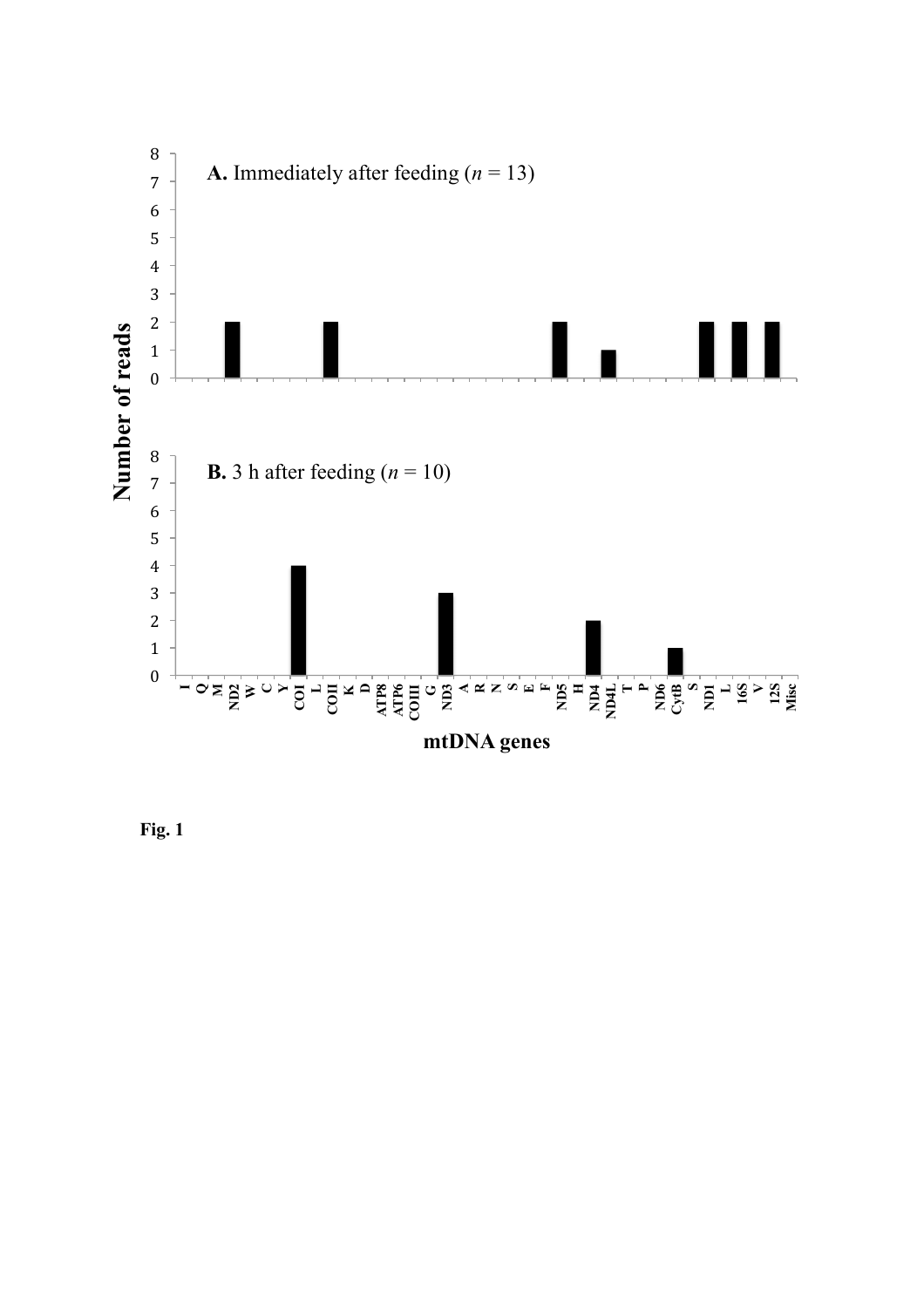Fig. 1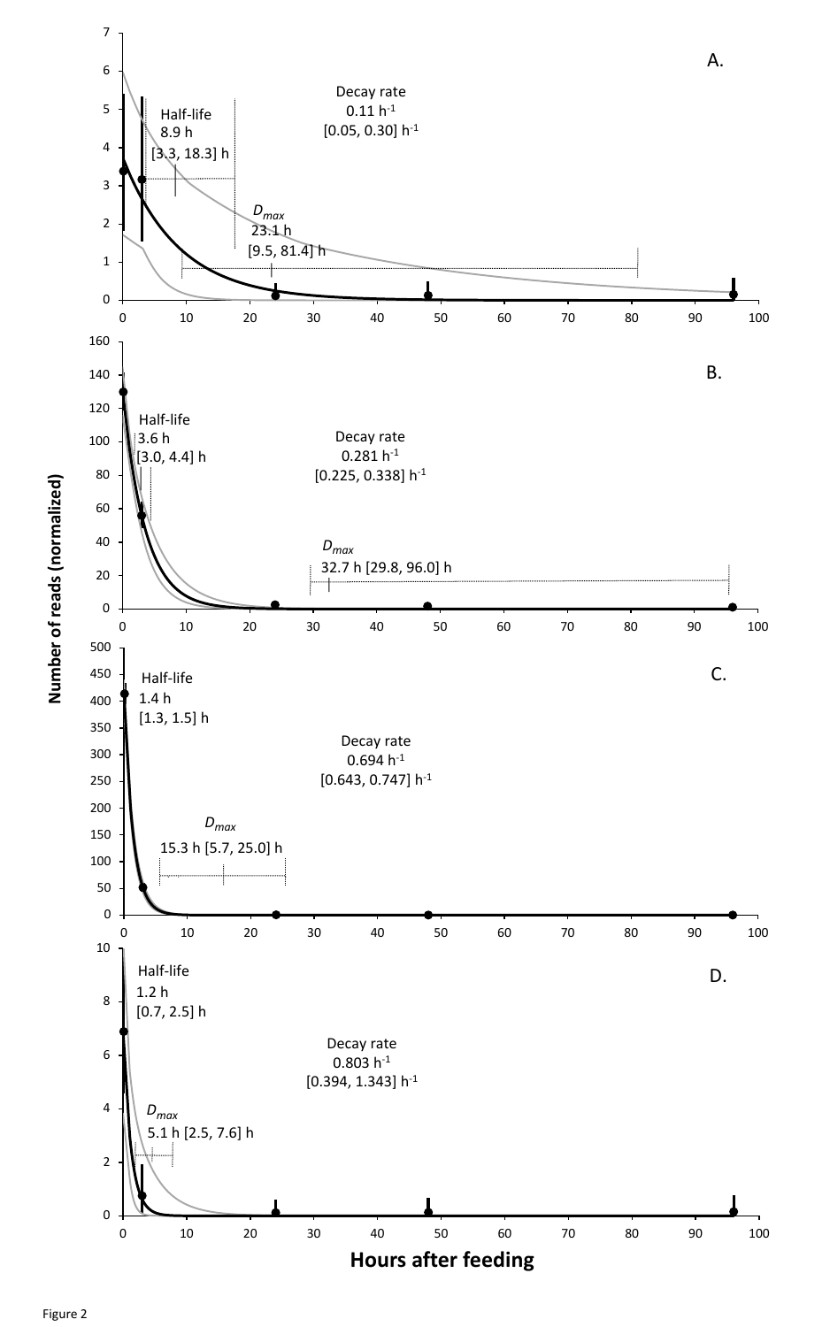A.

Half-life
8.9 h
[3.3, 18.3] h

Decay rate
0.11 $h^{-1}$
[0.05, 0.30] $h^{-1}$

$D_{max}$
23.1 h
[9.5, 81.4] h

B.

Half-life
3.6 h
[3.0, 4.4] h

Decay rate
0.281 $h^{-1}$
[0.225, 0.338] $h^{-1}$

$D_{max}$
32.7 h [29.8, 96.0] h

C.

Half-life
1.4 h
[1.3, 1.5] h

Decay rate
0.694 $h^{-1}$
[0.643, 0.747] $h^{-1}$

$D_{max}$
15.3 h [5.7, 25.0] h

D.

Half-life
1.2 h
[0.7, 2.5] h

Decay rate
0.803 $h^{-1}$
[0.394, 1.343] $h^{-1}$

$D_{max}$
5.1 h [2.5, 7.6] h

**Number of reads (normalized)**

**Hours after feeding**

Figure 2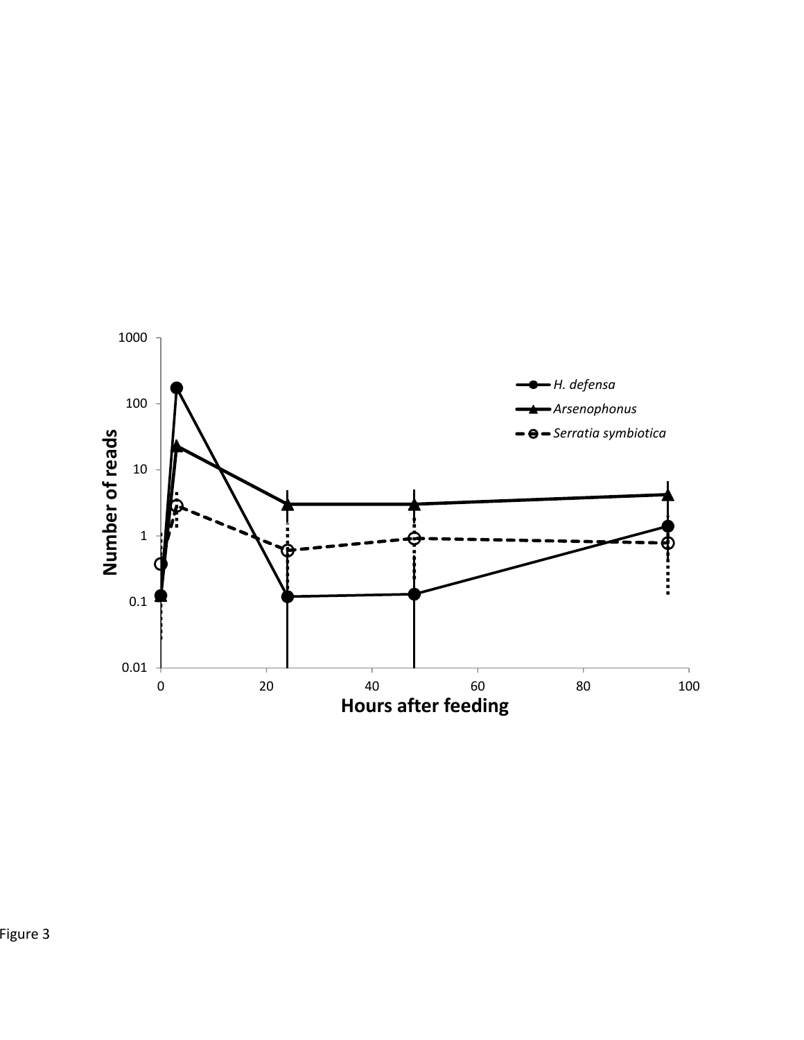Figure 3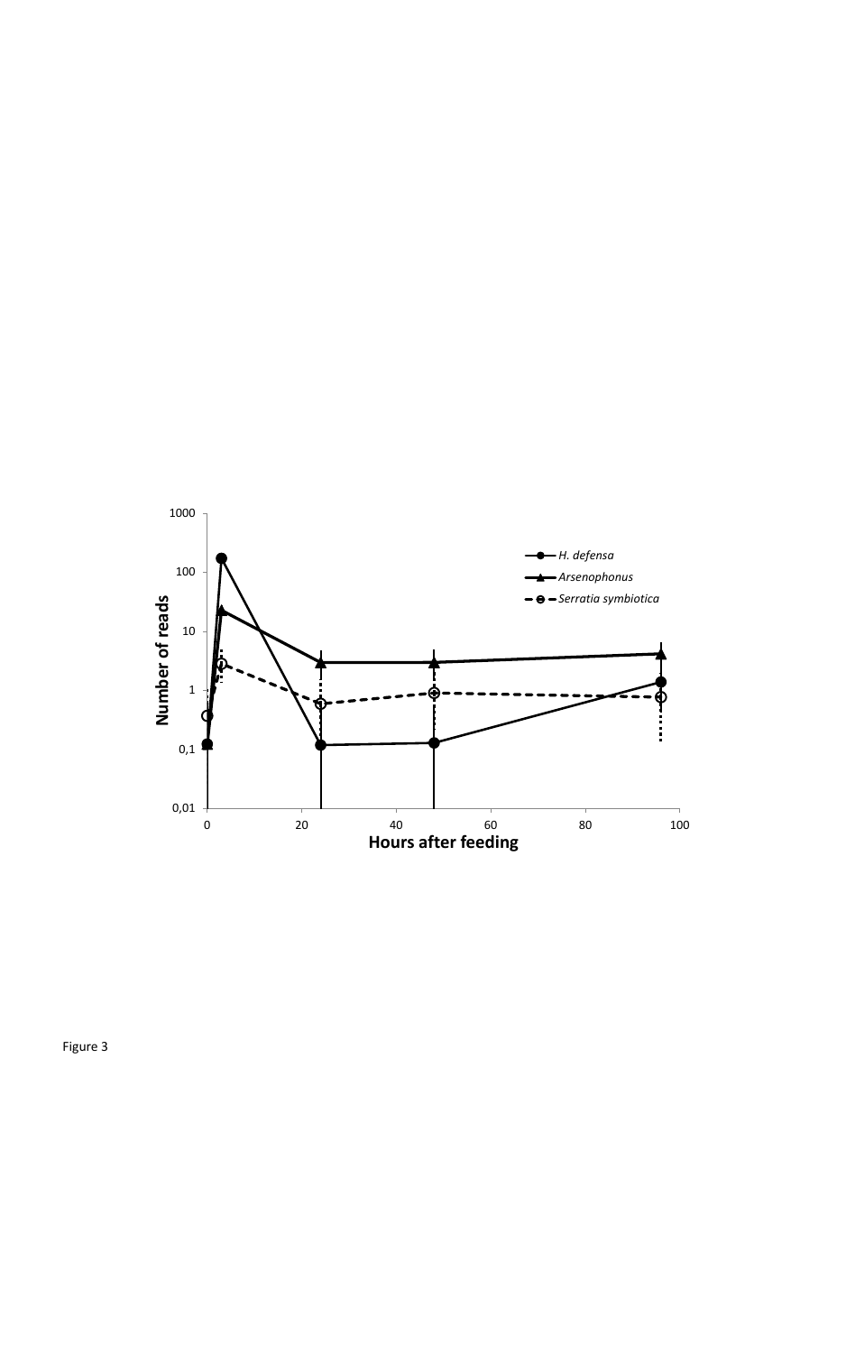1000
100
10
1
0,1
0,01

Number of reads

0
20
40
60
80
100

Hours after feeding

*H. defensa*
*Arsenophonus*
*Serratia symbiotica*

Figure 3